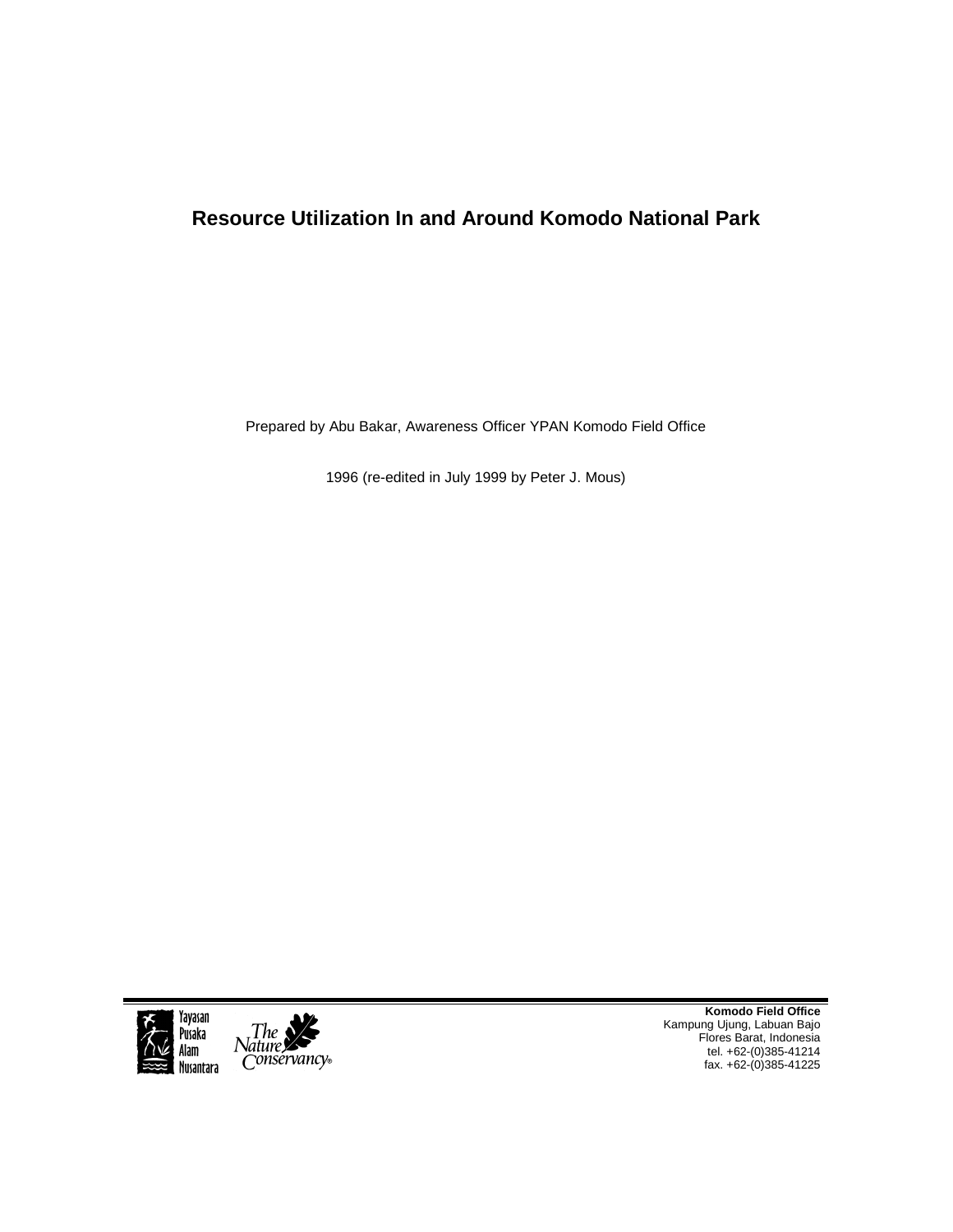# Resource Utilization In and Around Komodo National Park

Prepared by Abu Bakar, Awareness Officer YPAN Komodo Field Office

1996 (re-edited in July 1999 by Peter J. Mous)

Yayasan Pusaka Alam Nusantara

The Nature Conservancy®

**Komodo Field Office**
Kampung Ujung, Labuan Bajo
Flores Barat, Indonesia
tel. +62-(0)385-41214
fax. +62-(0)385-41225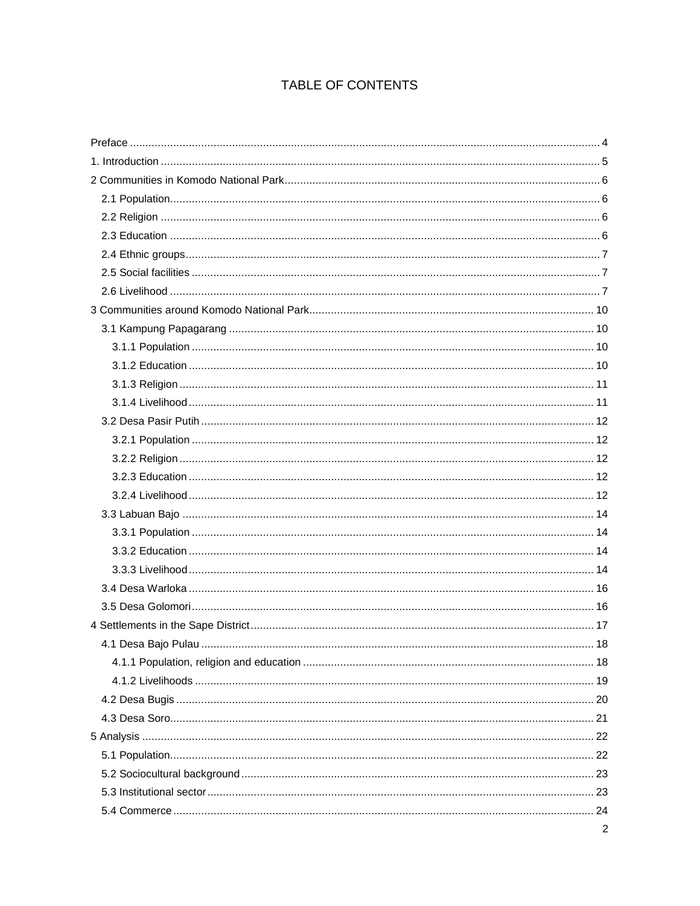# TABLE OF CONTENTS

Preface ..... 4
1. Introduction ..... 5
2 Communities in Komodo National Park ..... 6
  2.1 Population ..... 6
  2.2 Religion ..... 6
  2.3 Education ..... 6
  2.4 Ethnic groups ..... 7
  2.5 Social facilities ..... 7
  2.6 Livelihood ..... 7
3 Communities around Komodo National Park ..... 10
  3.1 Kampung Papagarang ..... 10
    3.1.1 Population ..... 10
    3.1.2 Education ..... 10
    3.1.3 Religion ..... 11
    3.1.4 Livelihood ..... 11
  3.2 Desa Pasir Putih ..... 12
    3.2.1 Population ..... 12
    3.2.2 Religion ..... 12
    3.2.3 Education ..... 12
    3.2.4 Livelihood ..... 12
  3.3 Labuan Bajo ..... 14
    3.3.1 Population ..... 14
    3.3.2 Education ..... 14
    3.3.3 Livelihood ..... 14
  3.4 Desa Warloka ..... 16
  3.5 Desa Golomori ..... 16
4 Settlements in the Sape District ..... 17
  4.1 Desa Bajo Pulau ..... 18
    4.1.1 Population, religion and education ..... 18
    4.1.2 Livelihoods ..... 19
  4.2 Desa Bugis ..... 20
  4.3 Desa Soro ..... 21
5 Analysis ..... 22
  5.1 Population ..... 22
  5.2 Sociocultural background ..... 23
  5.3 Institutional sector ..... 23
  5.4 Commerce ..... 24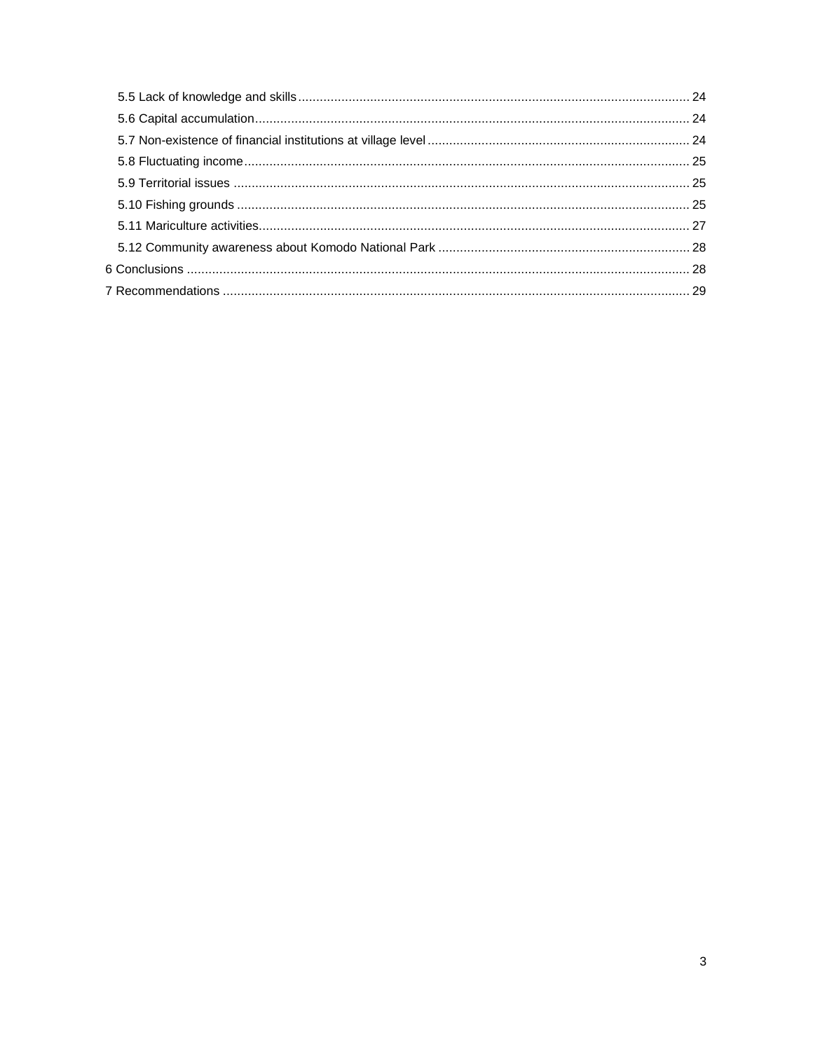5.5 Lack of knowledge and skills ........................................................................................................ 24
5.6 Capital accumulation ...................................................................................................................... 24
5.7 Non-existence of financial institutions at village level ......................................................................... 24
5.8 Fluctuating income ......................................................................................................................... 25
5.9 Territorial issues ............................................................................................................................. 25
5.10 Fishing grounds ............................................................................................................................ 25
5.11 Mariculture activities ..................................................................................................................... 27
5.12 Community awareness about Komodo National Park ...................................................................... 28
6 Conclusions ........................................................................................................................................ 28
7 Recommendations ............................................................................................................................... 29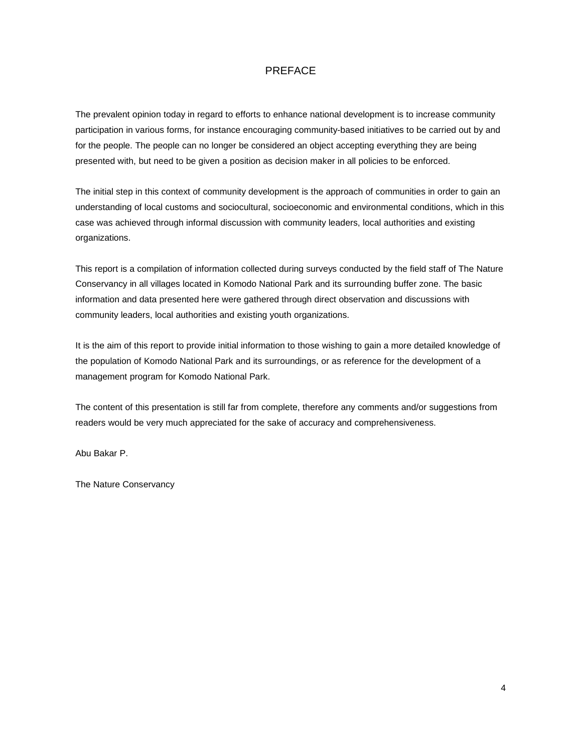# PREFACE

The prevalent opinion today in regard to efforts to enhance national development is to increase community participation in various forms, for instance encouraging community-based initiatives to be carried out by and for the people. The people can no longer be considered an object accepting everything they are being presented with, but need to be given a position as decision maker in all policies to be enforced.

The initial step in this context of community development is the approach of communities in order to gain an understanding of local customs and sociocultural, socioeconomic and environmental conditions, which in this case was achieved through informal discussion with community leaders, local authorities and existing organizations.

This report is a compilation of information collected during surveys conducted by the field staff of The Nature Conservancy in all villages located in Komodo National Park and its surrounding buffer zone. The basic information and data presented here were gathered through direct observation and discussions with community leaders, local authorities and existing youth organizations.

It is the aim of this report to provide initial information to those wishing to gain a more detailed knowledge of the population of Komodo National Park and its surroundings, or as reference for the development of a management program for Komodo National Park.

The content of this presentation is still far from complete, therefore any comments and/or suggestions from readers would be very much appreciated for the sake of accuracy and comprehensiveness.

Abu Bakar P.

The Nature Conservancy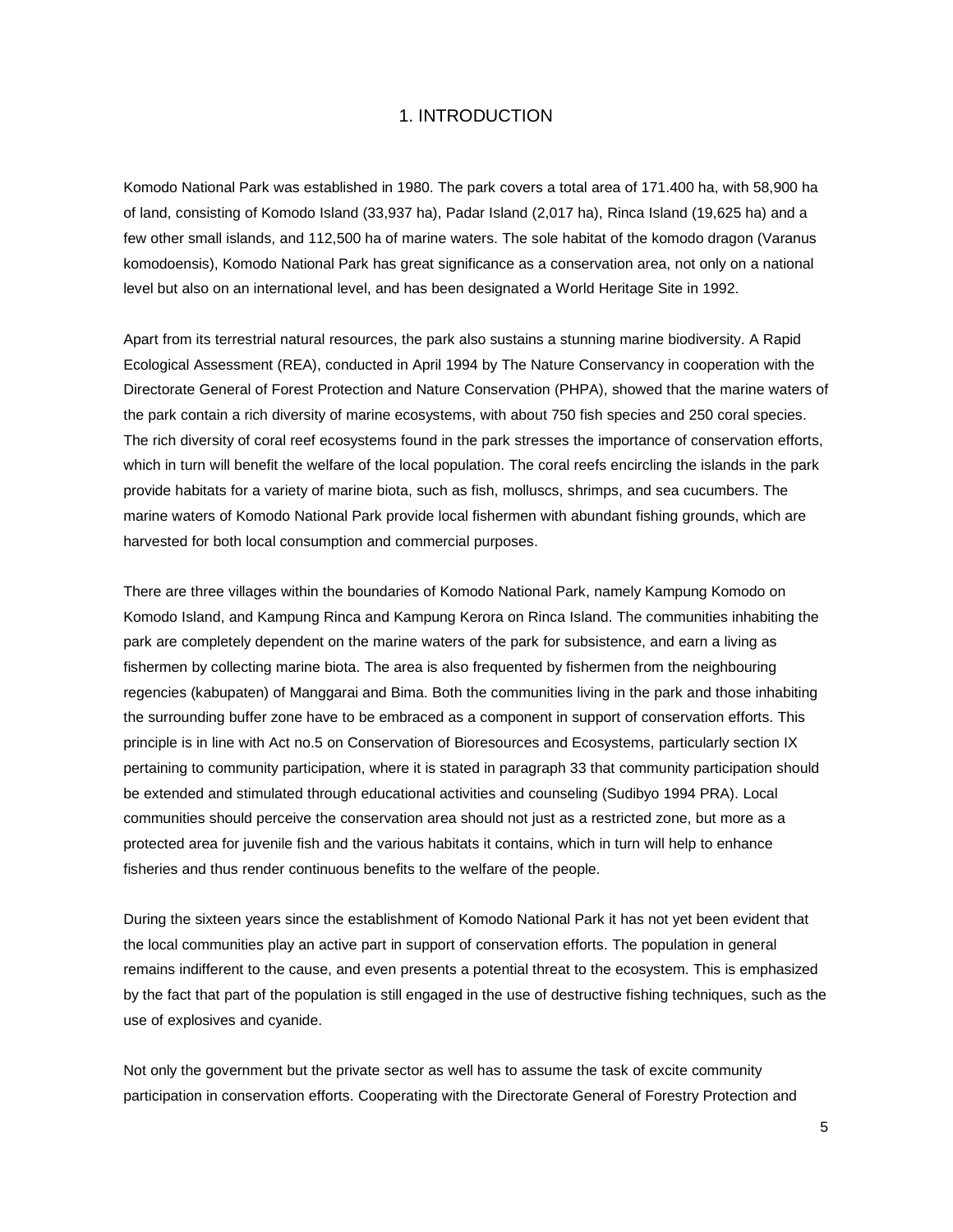# 1. INTRODUCTION

Komodo National Park was established in 1980. The park covers a total area of 171.400 ha, with 58,900 ha of land, consisting of Komodo Island (33,937 ha), Padar Island (2,017 ha), Rinca Island (19,625 ha) and a few other small islands, and 112,500 ha of marine waters. The sole habitat of the komodo dragon (Varanus komodoensis), Komodo National Park has great significance as a conservation area, not only on a national level but also on an international level, and has been designated a World Heritage Site in 1992.

Apart from its terrestrial natural resources, the park also sustains a stunning marine biodiversity. A Rapid Ecological Assessment (REA), conducted in April 1994 by The Nature Conservancy in cooperation with the Directorate General of Forest Protection and Nature Conservation (PHPA), showed that the marine waters of the park contain a rich diversity of marine ecosystems, with about 750 fish species and 250 coral species. The rich diversity of coral reef ecosystems found in the park stresses the importance of conservation efforts, which in turn will benefit the welfare of the local population. The coral reefs encircling the islands in the park provide habitats for a variety of marine biota, such as fish, molluscs, shrimps, and sea cucumbers. The marine waters of Komodo National Park provide local fishermen with abundant fishing grounds, which are harvested for both local consumption and commercial purposes.

There are three villages within the boundaries of Komodo National Park, namely Kampung Komodo on Komodo Island, and Kampung Rinca and Kampung Kerora on Rinca Island. The communities inhabiting the park are completely dependent on the marine waters of the park for subsistence, and earn a living as fishermen by collecting marine biota. The area is also frequented by fishermen from the neighbouring regencies (kabupaten) of Manggarai and Bima. Both the communities living in the park and those inhabiting the surrounding buffer zone have to be embraced as a component in support of conservation efforts. This principle is in line with Act no.5 on Conservation of Bioresources and Ecosystems, particularly section IX pertaining to community participation, where it is stated in paragraph 33 that community participation should be extended and stimulated through educational activities and counseling (Sudibyo 1994 PRA). Local communities should perceive the conservation area should not just as a restricted zone, but more as a protected area for juvenile fish and the various habitats it contains, which in turn will help to enhance fisheries and thus render continuous benefits to the welfare of the people.

During the sixteen years since the establishment of Komodo National Park it has not yet been evident that the local communities play an active part in support of conservation efforts. The population in general remains indifferent to the cause, and even presents a potential threat to the ecosystem. This is emphasized by the fact that part of the population is still engaged in the use of destructive fishing techniques, such as the use of explosives and cyanide.

Not only the government but the private sector as well has to assume the task of excite community participation in conservation efforts. Cooperating with the Directorate General of Forestry Protection and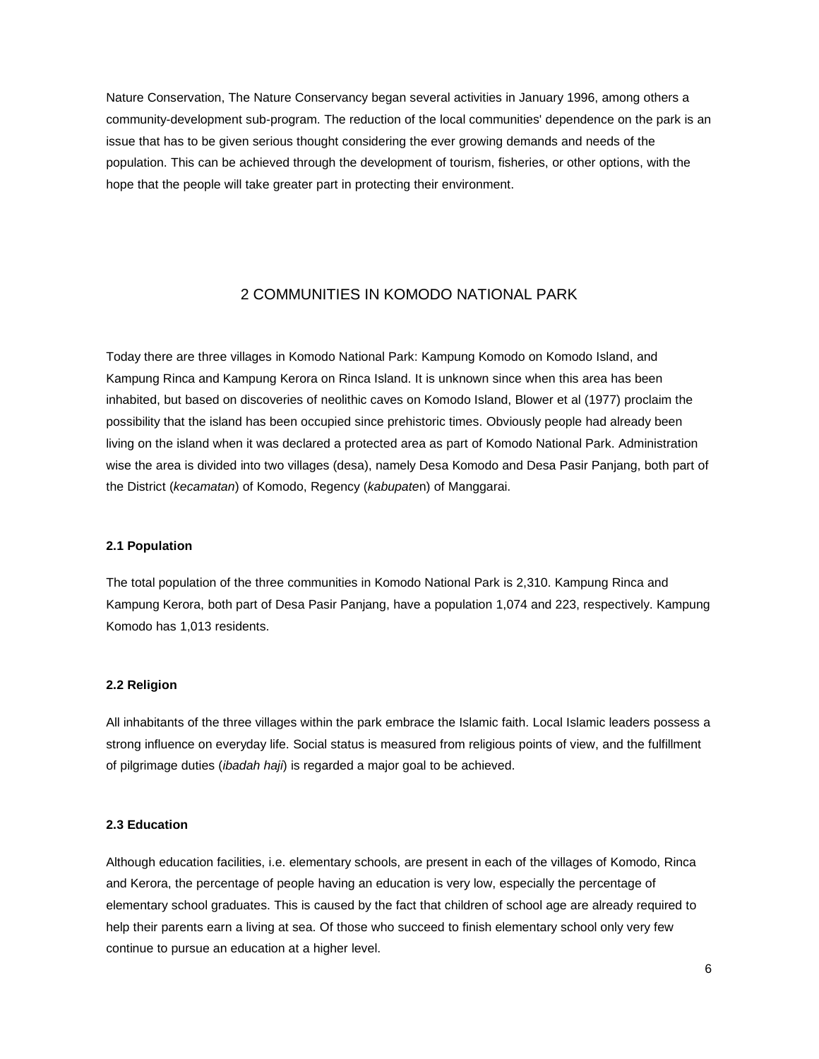Nature Conservation, The Nature Conservancy began several activities in January 1996, among others a community-development sub-program. The reduction of the local communities' dependence on the park is an issue that has to be given serious thought considering the ever growing demands and needs of the population. This can be achieved through the development of tourism, fisheries, or other options, with the hope that the people will take greater part in protecting their environment.

# 2 COMMUNITIES IN KOMODO NATIONAL PARK

Today there are three villages in Komodo National Park: Kampung Komodo on Komodo Island, and Kampung Rinca and Kampung Kerora on Rinca Island. It is unknown since when this area has been inhabited, but based on discoveries of neolithic caves on Komodo Island, Blower et al (1977) proclaim the possibility that the island has been occupied since prehistoric times. Obviously people had already been living on the island when it was declared a protected area as part of Komodo National Park. Administration wise the area is divided into two villages (desa), namely Desa Komodo and Desa Pasir Panjang, both part of the District (*kecamatan*) of Komodo, Regency (*kabupate*n) of Manggarai.

### 2.1 Population

The total population of the three communities in Komodo National Park is 2,310. Kampung Rinca and Kampung Kerora, both part of Desa Pasir Panjang, have a population 1,074 and 223, respectively. Kampung Komodo has 1,013 residents.

### 2.2 Religion

All inhabitants of the three villages within the park embrace the Islamic faith. Local Islamic leaders possess a strong influence on everyday life. Social status is measured from religious points of view, and the fulfillment of pilgrimage duties (*ibadah haji*) is regarded a major goal to be achieved.

### 2.3 Education

Although education facilities, i.e. elementary schools, are present in each of the villages of Komodo, Rinca and Kerora, the percentage of people having an education is very low, especially the percentage of elementary school graduates. This is caused by the fact that children of school age are already required to help their parents earn a living at sea. Of those who succeed to finish elementary school only very few continue to pursue an education at a higher level.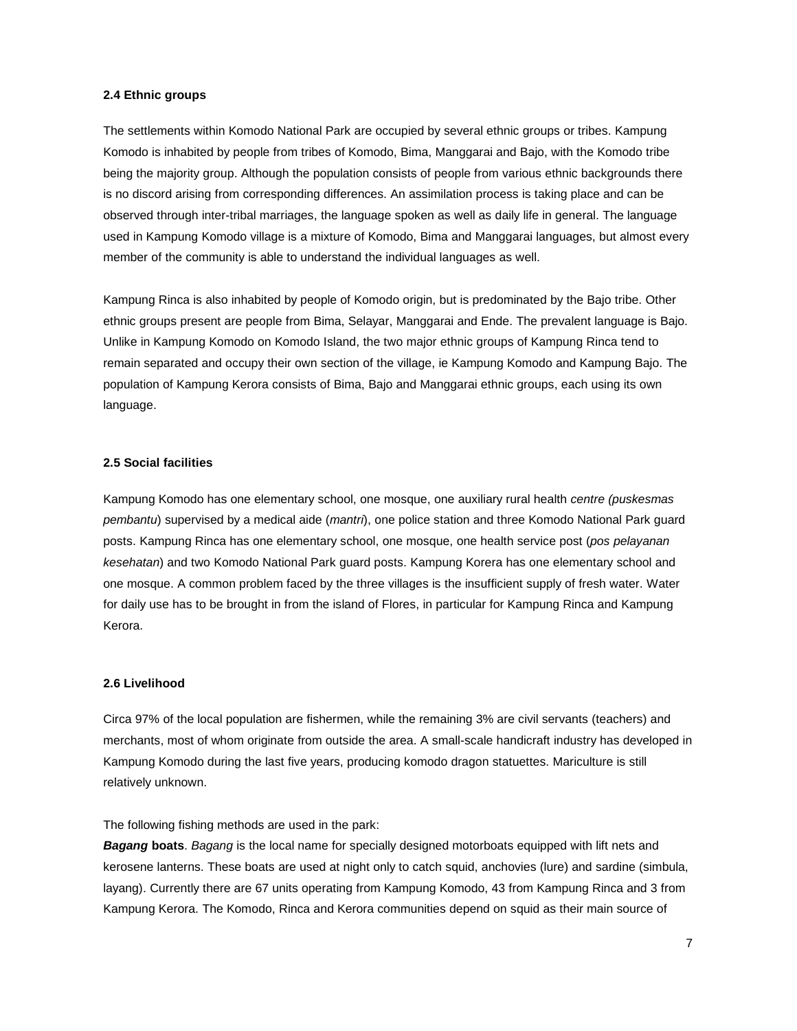### 2.4 Ethnic groups

The settlements within Komodo National Park are occupied by several ethnic groups or tribes. Kampung Komodo is inhabited by people from tribes of Komodo, Bima, Manggarai and Bajo, with the Komodo tribe being the majority group. Although the population consists of people from various ethnic backgrounds there is no discord arising from corresponding differences. An assimilation process is taking place and can be observed through inter-tribal marriages, the language spoken as well as daily life in general. The language used in Kampung Komodo village is a mixture of Komodo, Bima and Manggarai languages, but almost every member of the community is able to understand the individual languages as well.

Kampung Rinca is also inhabited by people of Komodo origin, but is predominated by the Bajo tribe. Other ethnic groups present are people from Bima, Selayar, Manggarai and Ende. The prevalent language is Bajo. Unlike in Kampung Komodo on Komodo Island, the two major ethnic groups of Kampung Rinca tend to remain separated and occupy their own section of the village, ie Kampung Komodo and Kampung Bajo. The population of Kampung Kerora consists of Bima, Bajo and Manggarai ethnic groups, each using its own language.

### 2.5 Social facilities

Kampung Komodo has one elementary school, one mosque, one auxiliary rural health *centre (puskesmas pembantu*) supervised by a medical aide (*mantri*), one police station and three Komodo National Park guard posts. Kampung Rinca has one elementary school, one mosque, one health service post (*pos pelayanan kesehatan*) and two Komodo National Park guard posts. Kampung Korera has one elementary school and one mosque. A common problem faced by the three villages is the insufficient supply of fresh water. Water for daily use has to be brought in from the island of Flores, in particular for Kampung Rinca and Kampung Kerora.

### 2.6 Livelihood

Circa 97% of the local population are fishermen, while the remaining 3% are civil servants (teachers) and merchants, most of whom originate from outside the area. A small-scale handicraft industry has developed in Kampung Komodo during the last five years, producing komodo dragon statuettes. Mariculture is still relatively unknown.

The following fishing methods are used in the park:
***Bagang* boats**. *Bagang* is the local name for specially designed motorboats equipped with lift nets and kerosene lanterns. These boats are used at night only to catch squid, anchovies (lure) and sardine (simbula, layang). Currently there are 67 units operating from Kampung Komodo, 43 from Kampung Rinca and 3 from Kampung Kerora. The Komodo, Rinca and Kerora communities depend on squid as their main source of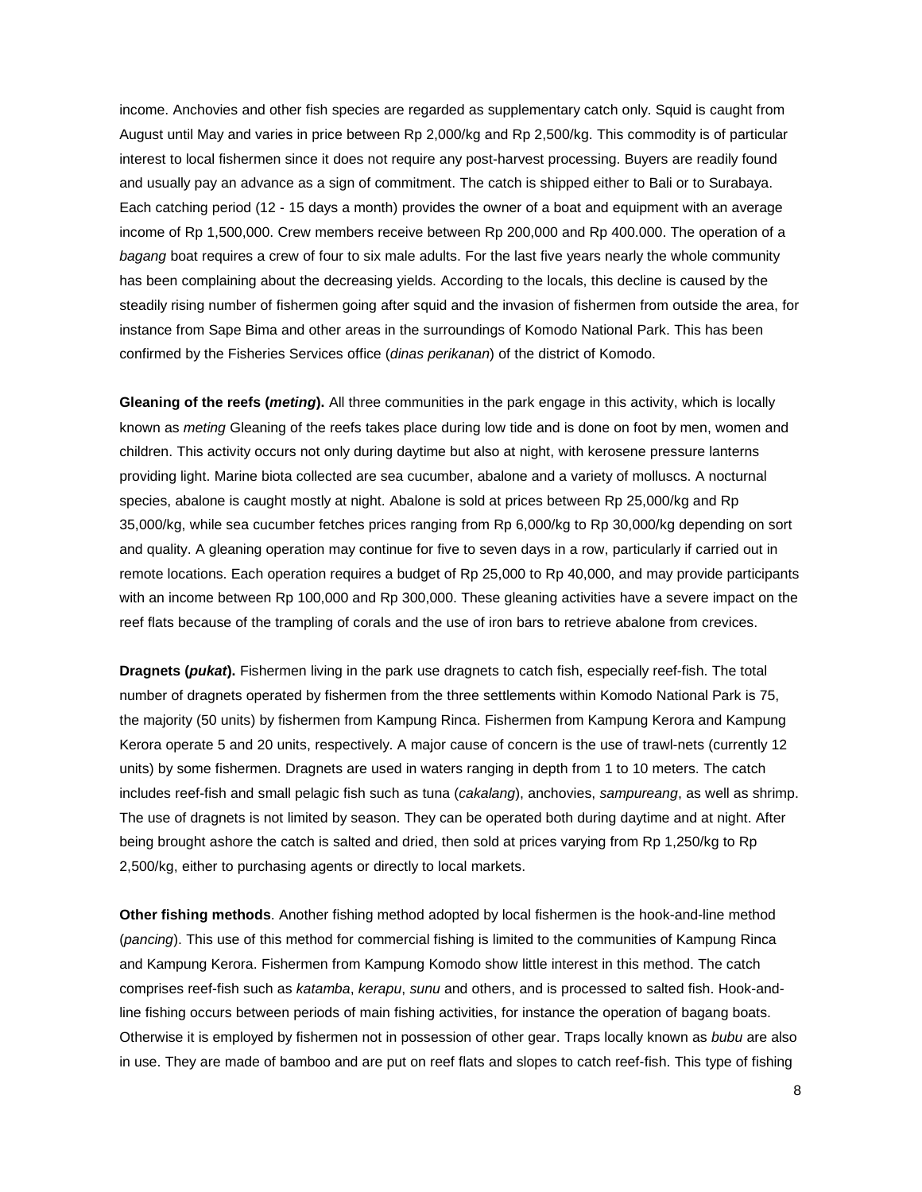income. Anchovies and other fish species are regarded as supplementary catch only. Squid is caught from August until May and varies in price between Rp 2,000/kg and Rp 2,500/kg. This commodity is of particular interest to local fishermen since it does not require any post-harvest processing. Buyers are readily found and usually pay an advance as a sign of commitment. The catch is shipped either to Bali or to Surabaya. Each catching period (12 - 15 days a month) provides the owner of a boat and equipment with an average income of Rp 1,500,000. Crew members receive between Rp 200,000 and Rp 400.000. The operation of a *bagang* boat requires a crew of four to six male adults. For the last five years nearly the whole community has been complaining about the decreasing yields. According to the locals, this decline is caused by the steadily rising number of fishermen going after squid and the invasion of fishermen from outside the area, for instance from Sape Bima and other areas in the surroundings of Komodo National Park. This has been confirmed by the Fisheries Services office (*dinas perikanan*) of the district of Komodo.

**Gleaning of the reefs (*meting*).** All three communities in the park engage in this activity, which is locally known as *meting* Gleaning of the reefs takes place during low tide and is done on foot by men, women and children. This activity occurs not only during daytime but also at night, with kerosene pressure lanterns providing light. Marine biota collected are sea cucumber, abalone and a variety of molluscs. A nocturnal species, abalone is caught mostly at night. Abalone is sold at prices between Rp 25,000/kg and Rp 35,000/kg, while sea cucumber fetches prices ranging from Rp 6,000/kg to Rp 30,000/kg depending on sort and quality. A gleaning operation may continue for five to seven days in a row, particularly if carried out in remote locations. Each operation requires a budget of Rp 25,000 to Rp 40,000, and may provide participants with an income between Rp 100,000 and Rp 300,000. These gleaning activities have a severe impact on the reef flats because of the trampling of corals and the use of iron bars to retrieve abalone from crevices.

**Dragnets (*pukat*).** Fishermen living in the park use dragnets to catch fish, especially reef-fish. The total number of dragnets operated by fishermen from the three settlements within Komodo National Park is 75, the majority (50 units) by fishermen from Kampung Rinca. Fishermen from Kampung Kerora and Kampung Kerora operate 5 and 20 units, respectively. A major cause of concern is the use of trawl-nets (currently 12 units) by some fishermen. Dragnets are used in waters ranging in depth from 1 to 10 meters. The catch includes reef-fish and small pelagic fish such as tuna (*cakalang*), anchovies, *sampureang*, as well as shrimp. The use of dragnets is not limited by season. They can be operated both during daytime and at night. After being brought ashore the catch is salted and dried, then sold at prices varying from Rp 1,250/kg to Rp 2,500/kg, either to purchasing agents or directly to local markets.

**Other fishing methods**. Another fishing method adopted by local fishermen is the hook-and-line method (*pancing*). This use of this method for commercial fishing is limited to the communities of Kampung Rinca and Kampung Kerora. Fishermen from Kampung Komodo show little interest in this method. The catch comprises reef-fish such as *katamba*, *kerapu*, *sunu* and others, and is processed to salted fish. Hook-and-line fishing occurs between periods of main fishing activities, for instance the operation of bagang boats. Otherwise it is employed by fishermen not in possession of other gear. Traps locally known as *bubu* are also in use. They are made of bamboo and are put on reef flats and slopes to catch reef-fish. This type of fishing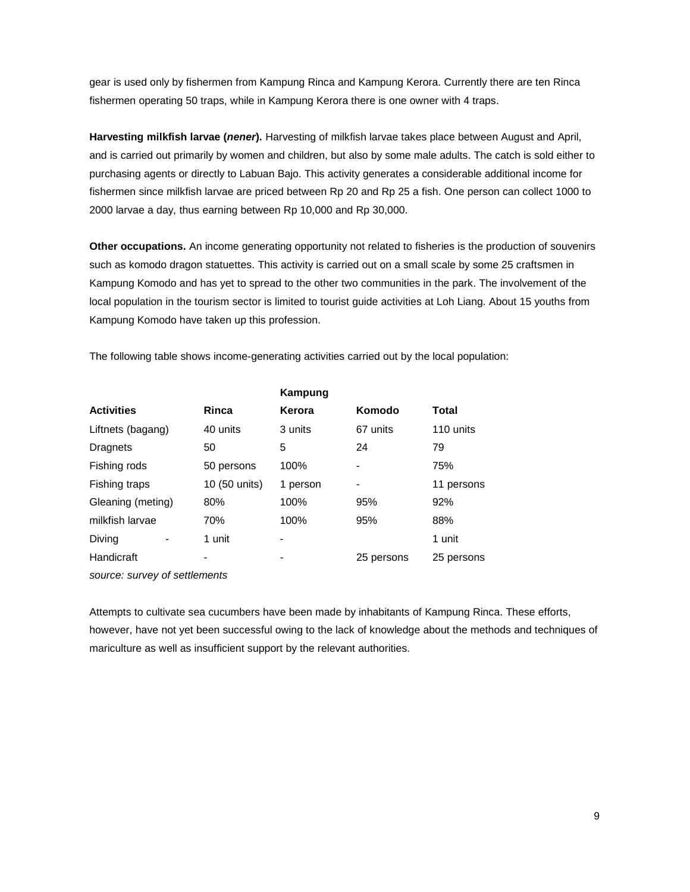gear is used only by fishermen from Kampung Rinca and Kampung Kerora. Currently there are ten Rinca fishermen operating 50 traps, while in Kampung Kerora there is one owner with 4 traps.

**Harvesting milkfish larvae (*nener*).** Harvesting of milkfish larvae takes place between August and April, and is carried out primarily by women and children, but also by some male adults. The catch is sold either to purchasing agents or directly to Labuan Bajo. This activity generates a considerable additional income for fishermen since milkfish larvae are priced between Rp 20 and Rp 25 a fish. One person can collect 1000 to 2000 larvae a day, thus earning between Rp 10,000 and Rp 30,000.

**Other occupations.** An income generating opportunity not related to fisheries is the production of souvenirs such as komodo dragon statuettes. This activity is carried out on a small scale by some 25 craftsmen in Kampung Komodo and has yet to spread to the other two communities in the park. The involvement of the local population in the tourism sector is limited to tourist guide activities at Loh Liang. About 15 youths from Kampung Komodo have taken up this profession.

The following table shows income-generating activities carried out by the local population:

| | | **Kampung** | | |
|---|---|---|---|---|
| **Activities** | **Rinca** | **Kerora** | **Komodo** | **Total** |
| Liftnets (bagang) | 40 units | 3 units | 67 units | 110 units |
| Dragnets | 50 | 5 | 24 | 79 |
| Fishing rods | 50 persons | 100% | - | 75% |
| Fishing traps | 10 (50 units) | 1 person | - | 11 persons |
| Gleaning (meting) | 80% | 100% | 95% | 92% |
| milkfish larvae | 70% | 100% | 95% | 88% |
| Diving - | 1 unit | - | | 1 unit |
| Handicraft | - | - | 25 persons | 25 persons |

*source: survey of settlements*

Attempts to cultivate sea cucumbers have been made by inhabitants of Kampung Rinca. These efforts, however, have not yet been successful owing to the lack of knowledge about the methods and techniques of mariculture as well as insufficient support by the relevant authorities.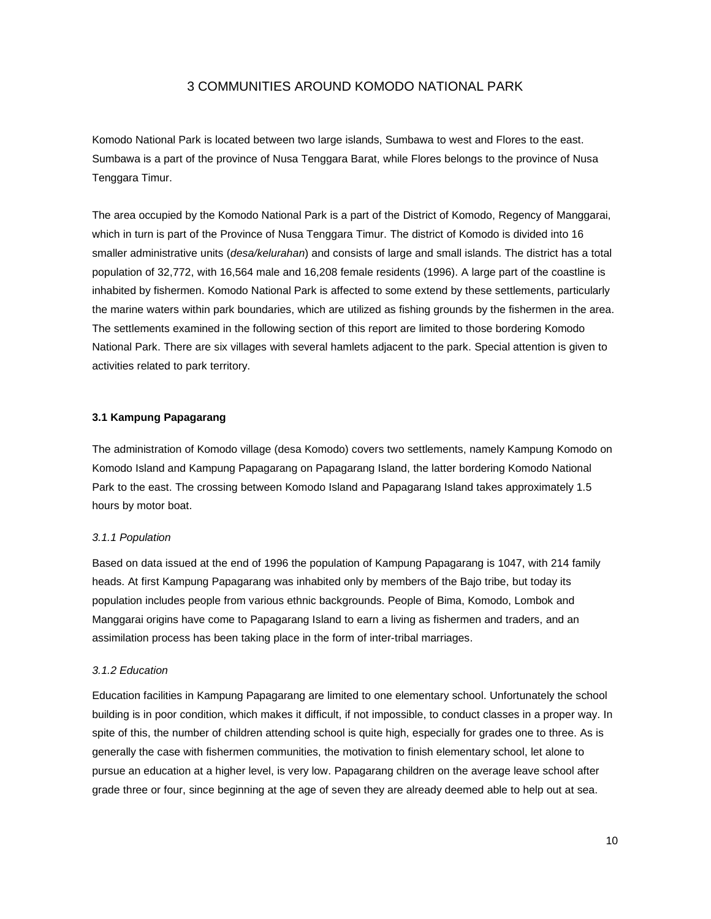# 3 COMMUNITIES AROUND KOMODO NATIONAL PARK

Komodo National Park is located between two large islands, Sumbawa to west and Flores to the east. Sumbawa is a part of the province of Nusa Tenggara Barat, while Flores belongs to the province of Nusa Tenggara Timur.

The area occupied by the Komodo National Park is a part of the District of Komodo, Regency of Manggarai, which in turn is part of the Province of Nusa Tenggara Timur. The district of Komodo is divided into 16 smaller administrative units (*desa/kelurahan*) and consists of large and small islands. The district has a total population of 32,772, with 16,564 male and 16,208 female residents (1996). A large part of the coastline is inhabited by fishermen. Komodo National Park is affected to some extend by these settlements, particularly the marine waters within park boundaries, which are utilized as fishing grounds by the fishermen in the area. The settlements examined in the following section of this report are limited to those bordering Komodo National Park. There are six villages with several hamlets adjacent to the park. Special attention is given to activities related to park territory.

### 3.1 Kampung Papagarang

The administration of Komodo village (desa Komodo) covers two settlements, namely Kampung Komodo on Komodo Island and Kampung Papagarang on Papagarang Island, the latter bordering Komodo National Park to the east. The crossing between Komodo Island and Papagarang Island takes approximately 1.5 hours by motor boat.

#### *3.1.1 Population*

Based on data issued at the end of 1996 the population of Kampung Papagarang is 1047, with 214 family heads. At first Kampung Papagarang was inhabited only by members of the Bajo tribe, but today its population includes people from various ethnic backgrounds. People of Bima, Komodo, Lombok and Manggarai origins have come to Papagarang Island to earn a living as fishermen and traders, and an assimilation process has been taking place in the form of inter-tribal marriages.

#### *3.1.2 Education*

Education facilities in Kampung Papagarang are limited to one elementary school. Unfortunately the school building is in poor condition, which makes it difficult, if not impossible, to conduct classes in a proper way. In spite of this, the number of children attending school is quite high, especially for grades one to three. As is generally the case with fishermen communities, the motivation to finish elementary school, let alone to pursue an education at a higher level, is very low. Papagarang children on the average leave school after grade three or four, since beginning at the age of seven they are already deemed able to help out at sea.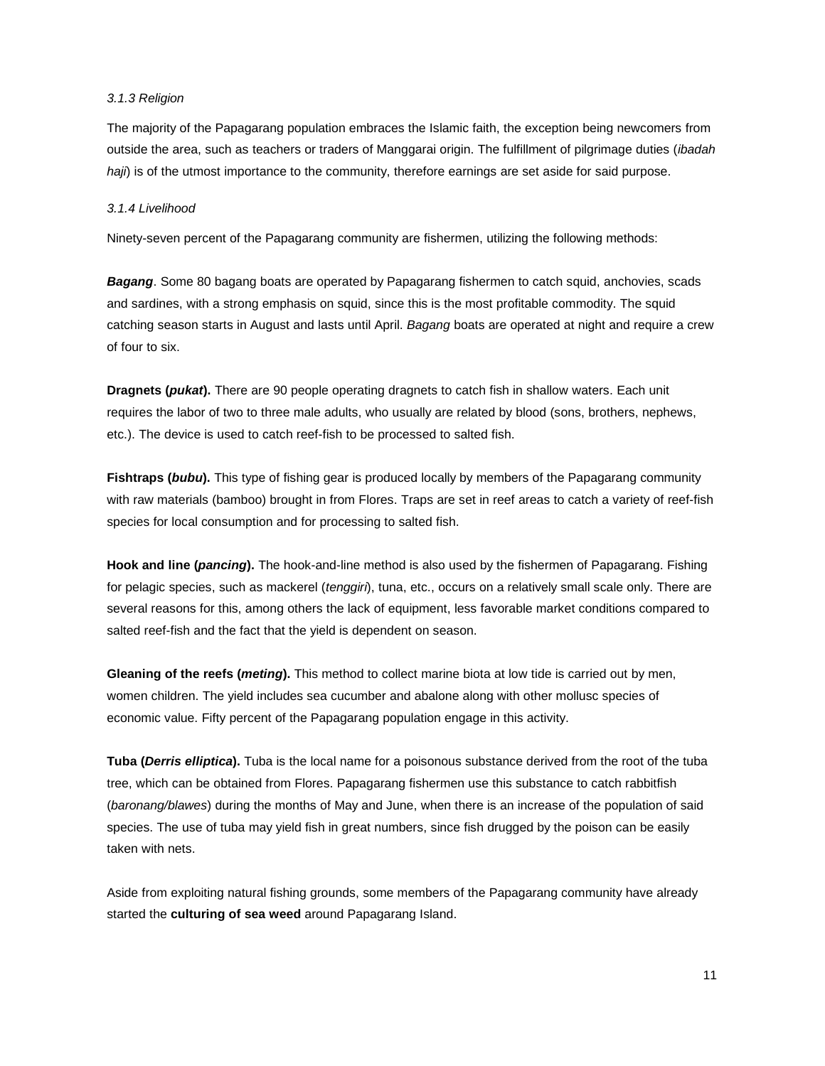### *3.1.3 Religion*

The majority of the Papagarang population embraces the Islamic faith, the exception being newcomers from outside the area, such as teachers or traders of Manggarai origin. The fulfillment of pilgrimage duties (*ibadah haji*) is of the utmost importance to the community, therefore earnings are set aside for said purpose.

### *3.1.4 Livelihood*

Ninety-seven percent of the Papagarang community are fishermen, utilizing the following methods:

***Bagang***. Some 80 bagang boats are operated by Papagarang fishermen to catch squid, anchovies, scads and sardines, with a strong emphasis on squid, since this is the most profitable commodity. The squid catching season starts in August and lasts until April. *Bagang* boats are operated at night and require a crew of four to six.

**Dragnets (*pukat*).** There are 90 people operating dragnets to catch fish in shallow waters. Each unit requires the labor of two to three male adults, who usually are related by blood (sons, brothers, nephews, etc.). The device is used to catch reef-fish to be processed to salted fish.

**Fishtraps (*bubu*).** This type of fishing gear is produced locally by members of the Papagarang community with raw materials (bamboo) brought in from Flores. Traps are set in reef areas to catch a variety of reef-fish species for local consumption and for processing to salted fish.

**Hook and line (*pancing*).** The hook-and-line method is also used by the fishermen of Papagarang. Fishing for pelagic species, such as mackerel (*tenggiri*), tuna, etc., occurs on a relatively small scale only. There are several reasons for this, among others the lack of equipment, less favorable market conditions compared to salted reef-fish and the fact that the yield is dependent on season.

**Gleaning of the reefs (*meting*).** This method to collect marine biota at low tide is carried out by men, women children. The yield includes sea cucumber and abalone along with other mollusc species of economic value. Fifty percent of the Papagarang population engage in this activity.

**Tuba (*Derris elliptica*).** Tuba is the local name for a poisonous substance derived from the root of the tuba tree, which can be obtained from Flores. Papagarang fishermen use this substance to catch rabbitfish (*baronang/blawes*) during the months of May and June, when there is an increase of the population of said species. The use of tuba may yield fish in great numbers, since fish drugged by the poison can be easily taken with nets.

Aside from exploiting natural fishing grounds, some members of the Papagarang community have already started the **culturing of sea weed** around Papagarang Island.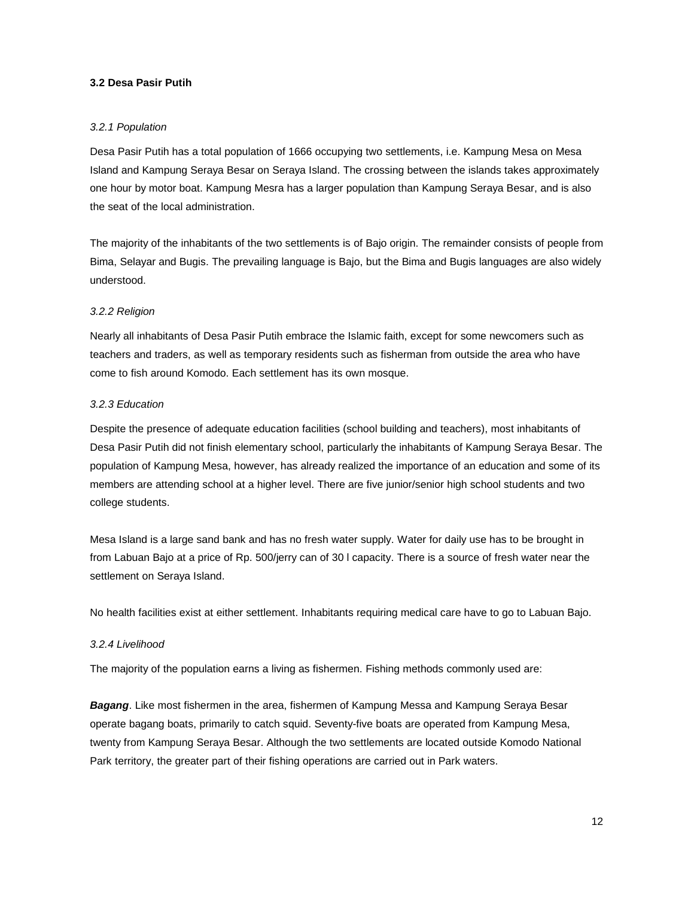### 3.2 Desa Pasir Putih

#### *3.2.1 Population*

Desa Pasir Putih has a total population of 1666 occupying two settlements, i.e. Kampung Mesa on Mesa Island and Kampung Seraya Besar on Seraya Island. The crossing between the islands takes approximately one hour by motor boat. Kampung Mesra has a larger population than Kampung Seraya Besar, and is also the seat of the local administration.

The majority of the inhabitants of the two settlements is of Bajo origin. The remainder consists of people from Bima, Selayar and Bugis. The prevailing language is Bajo, but the Bima and Bugis languages are also widely understood.

#### *3.2.2 Religion*

Nearly all inhabitants of Desa Pasir Putih embrace the Islamic faith, except for some newcomers such as teachers and traders, as well as temporary residents such as fisherman from outside the area who have come to fish around Komodo. Each settlement has its own mosque.

#### *3.2.3 Education*

Despite the presence of adequate education facilities (school building and teachers), most inhabitants of Desa Pasir Putih did not finish elementary school, particularly the inhabitants of Kampung Seraya Besar. The population of Kampung Mesa, however, has already realized the importance of an education and some of its members are attending school at a higher level. There are five junior/senior high school students and two college students.

Mesa Island is a large sand bank and has no fresh water supply. Water for daily use has to be brought in from Labuan Bajo at a price of Rp. 500/jerry can of 30 l capacity. There is a source of fresh water near the settlement on Seraya Island.

No health facilities exist at either settlement. Inhabitants requiring medical care have to go to Labuan Bajo.

#### *3.2.4 Livelihood*

The majority of the population earns a living as fishermen. Fishing methods commonly used are:

***Bagang***. Like most fishermen in the area, fishermen of Kampung Messa and Kampung Seraya Besar operate bagang boats, primarily to catch squid. Seventy-five boats are operated from Kampung Mesa, twenty from Kampung Seraya Besar. Although the two settlements are located outside Komodo National Park territory, the greater part of their fishing operations are carried out in Park waters.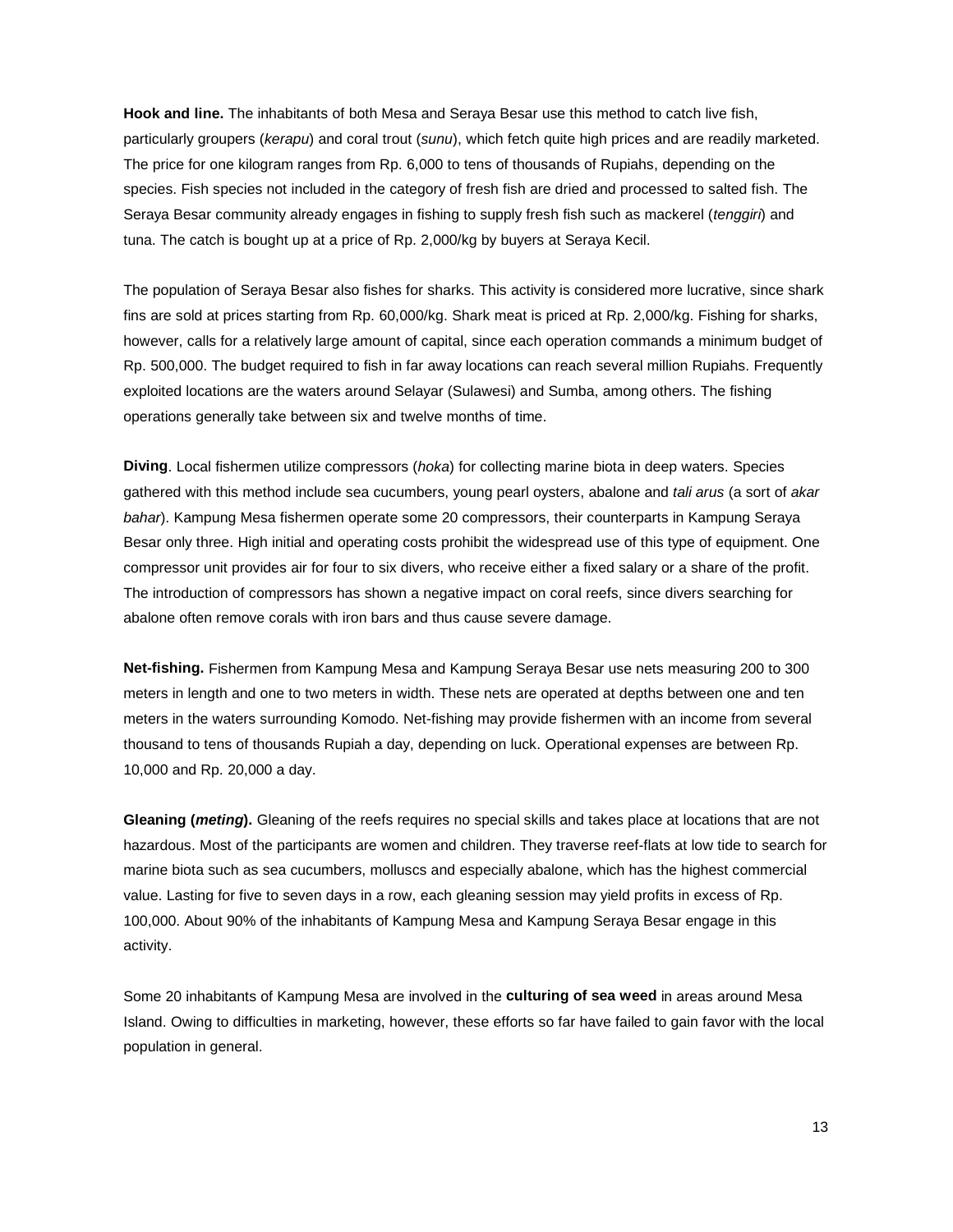**Hook and line.** The inhabitants of both Mesa and Seraya Besar use this method to catch live fish, particularly groupers (*kerapu*) and coral trout (*sunu*), which fetch quite high prices and are readily marketed. The price for one kilogram ranges from Rp. 6,000 to tens of thousands of Rupiahs, depending on the species. Fish species not included in the category of fresh fish are dried and processed to salted fish. The Seraya Besar community already engages in fishing to supply fresh fish such as mackerel (*tenggiri*) and tuna. The catch is bought up at a price of Rp. 2,000/kg by buyers at Seraya Kecil.

The population of Seraya Besar also fishes for sharks. This activity is considered more lucrative, since shark fins are sold at prices starting from Rp. 60,000/kg. Shark meat is priced at Rp. 2,000/kg. Fishing for sharks, however, calls for a relatively large amount of capital, since each operation commands a minimum budget of Rp. 500,000. The budget required to fish in far away locations can reach several million Rupiahs. Frequently exploited locations are the waters around Selayar (Sulawesi) and Sumba, among others. The fishing operations generally take between six and twelve months of time.

**Diving**. Local fishermen utilize compressors (*hoka*) for collecting marine biota in deep waters. Species gathered with this method include sea cucumbers, young pearl oysters, abalone and *tali arus* (a sort of *akar bahar*). Kampung Mesa fishermen operate some 20 compressors, their counterparts in Kampung Seraya Besar only three. High initial and operating costs prohibit the widespread use of this type of equipment. One compressor unit provides air for four to six divers, who receive either a fixed salary or a share of the profit. The introduction of compressors has shown a negative impact on coral reefs, since divers searching for abalone often remove corals with iron bars and thus cause severe damage.

**Net-fishing.** Fishermen from Kampung Mesa and Kampung Seraya Besar use nets measuring 200 to 300 meters in length and one to two meters in width. These nets are operated at depths between one and ten meters in the waters surrounding Komodo. Net-fishing may provide fishermen with an income from several thousand to tens of thousands Rupiah a day, depending on luck. Operational expenses are between Rp. 10,000 and Rp. 20,000 a day.

**Gleaning (*meting*).** Gleaning of the reefs requires no special skills and takes place at locations that are not hazardous. Most of the participants are women and children. They traverse reef-flats at low tide to search for marine biota such as sea cucumbers, molluscs and especially abalone, which has the highest commercial value. Lasting for five to seven days in a row, each gleaning session may yield profits in excess of Rp. 100,000. About 90% of the inhabitants of Kampung Mesa and Kampung Seraya Besar engage in this activity.

Some 20 inhabitants of Kampung Mesa are involved in the **culturing of sea weed** in areas around Mesa Island. Owing to difficulties in marketing, however, these efforts so far have failed to gain favor with the local population in general.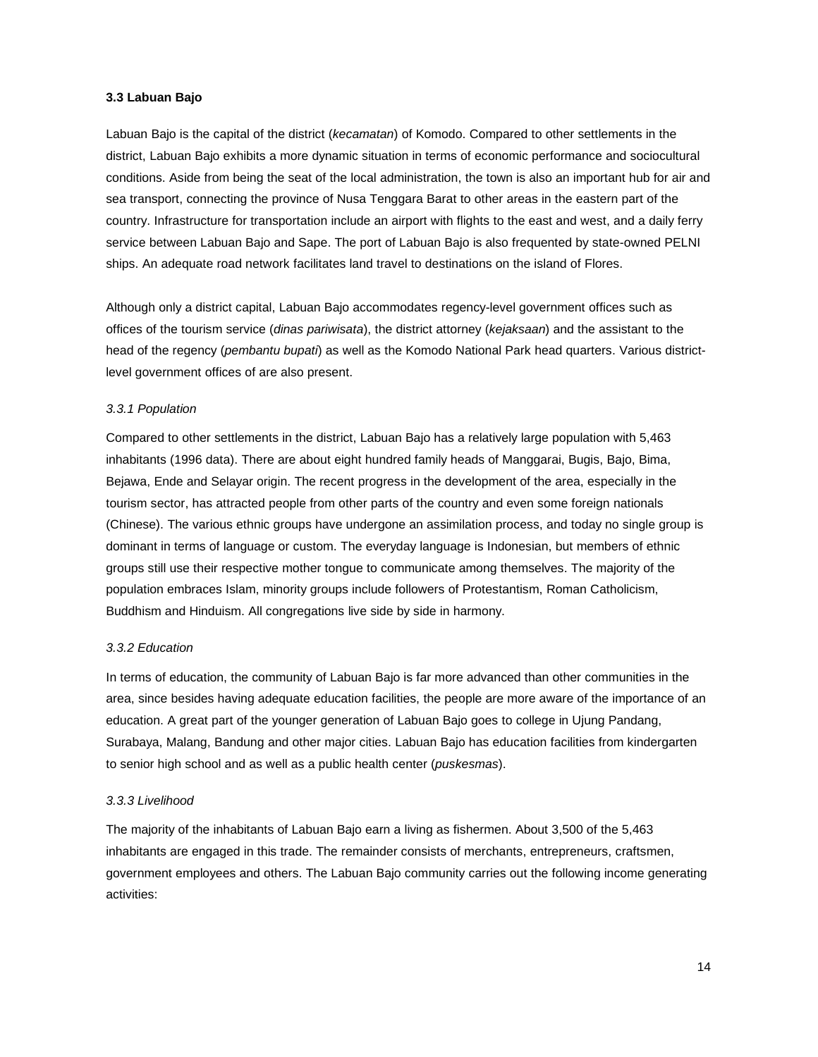### 3.3 Labuan Bajo

Labuan Bajo is the capital of the district (*kecamatan*) of Komodo. Compared to other settlements in the district, Labuan Bajo exhibits a more dynamic situation in terms of economic performance and sociocultural conditions. Aside from being the seat of the local administration, the town is also an important hub for air and sea transport, connecting the province of Nusa Tenggara Barat to other areas in the eastern part of the country. Infrastructure for transportation include an airport with flights to the east and west, and a daily ferry service between Labuan Bajo and Sape. The port of Labuan Bajo is also frequented by state-owned PELNI ships. An adequate road network facilitates land travel to destinations on the island of Flores.

Although only a district capital, Labuan Bajo accommodates regency-level government offices such as offices of the tourism service (*dinas pariwisata*), the district attorney (*kejaksaan*) and the assistant to the head of the regency (*pembantu bupati*) as well as the Komodo National Park head quarters. Various district-level government offices of are also present.

#### *3.3.1 Population*

Compared to other settlements in the district, Labuan Bajo has a relatively large population with 5,463 inhabitants (1996 data). There are about eight hundred family heads of Manggarai, Bugis, Bajo, Bima, Bejawa, Ende and Selayar origin. The recent progress in the development of the area, especially in the tourism sector, has attracted people from other parts of the country and even some foreign nationals (Chinese). The various ethnic groups have undergone an assimilation process, and today no single group is dominant in terms of language or custom. The everyday language is Indonesian, but members of ethnic groups still use their respective mother tongue to communicate among themselves. The majority of the population embraces Islam, minority groups include followers of Protestantism, Roman Catholicism, Buddhism and Hinduism. All congregations live side by side in harmony.

#### *3.3.2 Education*

In terms of education, the community of Labuan Bajo is far more advanced than other communities in the area, since besides having adequate education facilities, the people are more aware of the importance of an education. A great part of the younger generation of Labuan Bajo goes to college in Ujung Pandang, Surabaya, Malang, Bandung and other major cities. Labuan Bajo has education facilities from kindergarten to senior high school and as well as a public health center (*puskesmas*).

#### *3.3.3 Livelihood*

The majority of the inhabitants of Labuan Bajo earn a living as fishermen. About 3,500 of the 5,463 inhabitants are engaged in this trade. The remainder consists of merchants, entrepreneurs, craftsmen, government employees and others. The Labuan Bajo community carries out the following income generating activities: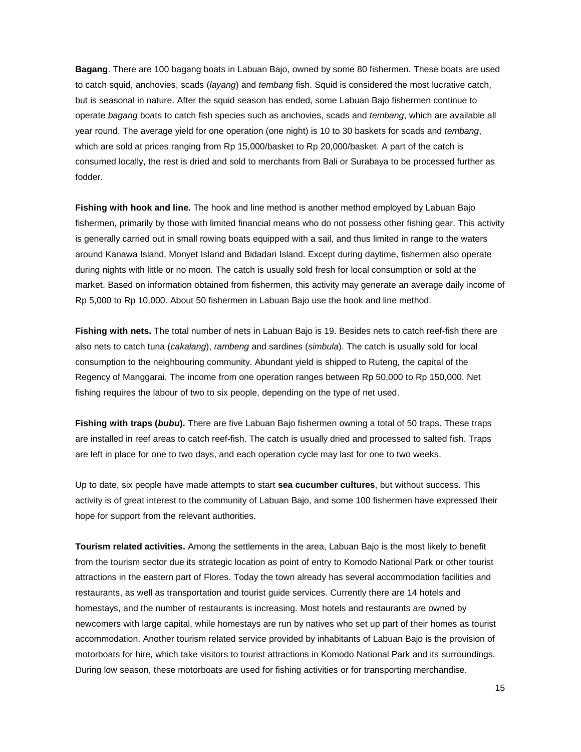**Bagang**. There are 100 bagang boats in Labuan Bajo, owned by some 80 fishermen. These boats are used to catch squid, anchovies, scads (*layang*) and *tembang* fish. Squid is considered the most lucrative catch, but is seasonal in nature. After the squid season has ended, some Labuan Bajo fishermen continue to operate *bagang* boats to catch fish species such as anchovies, scads and *tembang*, which are available all year round. The average yield for one operation (one night) is 10 to 30 baskets for scads and *tembang*, which are sold at prices ranging from Rp 15,000/basket to Rp 20,000/basket. A part of the catch is consumed locally, the rest is dried and sold to merchants from Bali or Surabaya to be processed further as fodder.

**Fishing with hook and line.** The hook and line method is another method employed by Labuan Bajo fishermen, primarily by those with limited financial means who do not possess other fishing gear. This activity is generally carried out in small rowing boats equipped with a sail, and thus limited in range to the waters around Kanawa Island, Monyet Island and Bidadari Island. Except during daytime, fishermen also operate during nights with little or no moon. The catch is usually sold fresh for local consumption or sold at the market. Based on information obtained from fishermen, this activity may generate an average daily income of Rp 5,000 to Rp 10,000. About 50 fishermen in Labuan Bajo use the hook and line method.

**Fishing with nets.** The total number of nets in Labuan Bajo is 19. Besides nets to catch reef-fish there are also nets to catch tuna (*cakalang*), *rambeng* and sardines (*simbula*). The catch is usually sold for local consumption to the neighbouring community. Abundant yield is shipped to Ruteng, the capital of the Regency of Manggarai. The income from one operation ranges between Rp 50,000 to Rp 150,000. Net fishing requires the labour of two to six people, depending on the type of net used.

**Fishing with traps (*bubu*).** There are five Labuan Bajo fishermen owning a total of 50 traps. These traps are installed in reef areas to catch reef-fish. The catch is usually dried and processed to salted fish. Traps are left in place for one to two days, and each operation cycle may last for one to two weeks.

Up to date, six people have made attempts to start **sea cucumber cultures**, but without success. This activity is of great interest to the community of Labuan Bajo, and some 100 fishermen have expressed their hope for support from the relevant authorities.

**Tourism related activities.** Among the settlements in the area, Labuan Bajo is the most likely to benefit from the tourism sector due its strategic location as point of entry to Komodo National Park or other tourist attractions in the eastern part of Flores. Today the town already has several accommodation facilities and restaurants, as well as transportation and tourist guide services. Currently there are 14 hotels and homestays, and the number of restaurants is increasing. Most hotels and restaurants are owned by newcomers with large capital, while homestays are run by natives who set up part of their homes as tourist accommodation. Another tourism related service provided by inhabitants of Labuan Bajo is the provision of motorboats for hire, which take visitors to tourist attractions in Komodo National Park and its surroundings. During low season, these motorboats are used for fishing activities or for transporting merchandise.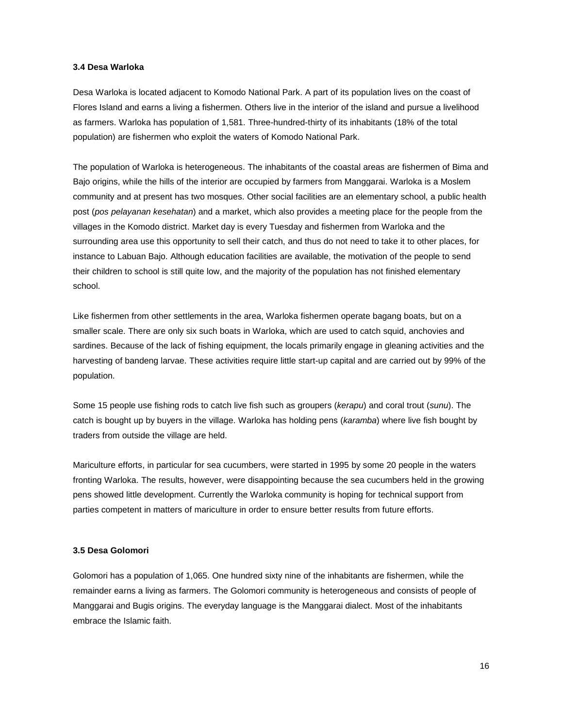### 3.4 Desa Warloka

Desa Warloka is located adjacent to Komodo National Park. A part of its population lives on the coast of Flores Island and earns a living a fishermen. Others live in the interior of the island and pursue a livelihood as farmers. Warloka has population of 1,581. Three-hundred-thirty of its inhabitants (18% of the total population) are fishermen who exploit the waters of Komodo National Park.

The population of Warloka is heterogeneous. The inhabitants of the coastal areas are fishermen of Bima and Bajo origins, while the hills of the interior are occupied by farmers from Manggarai. Warloka is a Moslem community and at present has two mosques. Other social facilities are an elementary school, a public health post (*pos pelayanan kesehatan*) and a market, which also provides a meeting place for the people from the villages in the Komodo district. Market day is every Tuesday and fishermen from Warloka and the surrounding area use this opportunity to sell their catch, and thus do not need to take it to other places, for instance to Labuan Bajo. Although education facilities are available, the motivation of the people to send their children to school is still quite low, and the majority of the population has not finished elementary school.

Like fishermen from other settlements in the area, Warloka fishermen operate bagang boats, but on a smaller scale. There are only six such boats in Warloka, which are used to catch squid, anchovies and sardines. Because of the lack of fishing equipment, the locals primarily engage in gleaning activities and the harvesting of bandeng larvae. These activities require little start-up capital and are carried out by 99% of the population.

Some 15 people use fishing rods to catch live fish such as groupers (*kerapu*) and coral trout (*sunu*). The catch is bought up by buyers in the village. Warloka has holding pens (*karamba*) where live fish bought by traders from outside the village are held.

Mariculture efforts, in particular for sea cucumbers, were started in 1995 by some 20 people in the waters fronting Warloka. The results, however, were disappointing because the sea cucumbers held in the growing pens showed little development. Currently the Warloka community is hoping for technical support from parties competent in matters of mariculture in order to ensure better results from future efforts.

### 3.5 Desa Golomori

Golomori has a population of 1,065. One hundred sixty nine of the inhabitants are fishermen, while the remainder earns a living as farmers. The Golomori community is heterogeneous and consists of people of Manggarai and Bugis origins. The everyday language is the Manggarai dialect. Most of the inhabitants embrace the Islamic faith.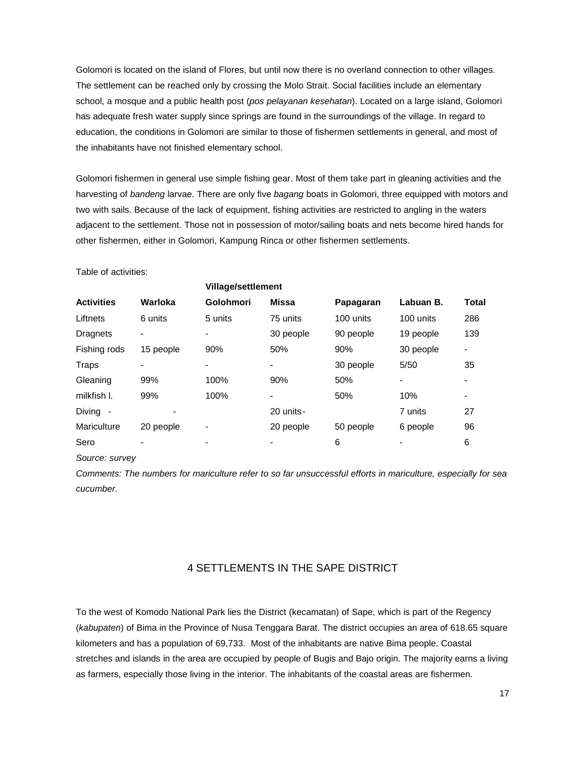Golomori is located on the island of Flores, but until now there is no overland connection to other villages. The settlement can be reached only by crossing the Molo Strait. Social facilities include an elementary school, a mosque and a public health post (*pos pelayanan kesehatan*). Located on a large island, Golomori has adequate fresh water supply since springs are found in the surroundings of the village. In regard to education, the conditions in Golomori are similar to those of fishermen settlements in general, and most of the inhabitants have not finished elementary school.

Golomori fishermen in general use simple fishing gear. Most of them take part in gleaning activities and the harvesting of *bandeng* larvae. There are only five *bagang* boats in Golomori, three equipped with motors and two with sails. Because of the lack of equipment, fishing activities are restricted to angling in the waters adjacent to the settlement. Those not in possession of motor/sailing boats and nets become hired hands for other fishermen, either in Golomori, Kampung Rinca or other fishermen settlements.

Table of activities:

| | | **Village/settlement** | | | | |
|---|---|---|---|---|---|---|
| **Activities** | **Warloka** | **Golohmori** | **Missa** | **Papagaran** | **Labuan B.** | **Total** |
| Liftnets | 6 units | 5 units | 75 units | 100 units | 100 units | 286 |
| Dragnets | - | - | 30 people | 90 people | 19 people | 139 |
| Fishing rods | 15 people | 90% | 50% | 90% | 30 people | - |
| Traps | - | - | - | 30 people | 5/50 | 35 |
| Gleaning | 99% | 100% | 90% | 50% | - | - |
| milkfish l. | 99% | 100% | - | 50% | 10% | - |
| Diving - | - | | 20 units- | | 7 units | 27 |
| Mariculture | 20 people | - | 20 people | 50 people | 6 people | 96 |
| Sero | - | - | - | 6 | - | 6 |

*Source: survey*

*Comments: The numbers for mariculture refer to so far unsuccessful efforts in mariculture, especially for sea cucumber.*

## 4 SETTLEMENTS IN THE SAPE DISTRICT

To the west of Komodo National Park lies the District (kecamatan) of Sape, which is part of the Regency (*kabupaten*) of Bima in the Province of Nusa Tenggara Barat. The district occupies an area of 618.65 square kilometers and has a population of 69,733. Most of the inhabitants are native Bima people. Coastal stretches and islands in the area are occupied by people of Bugis and Bajo origin. The majority earns a living as farmers, especially those living in the interior. The inhabitants of the coastal areas are fishermen.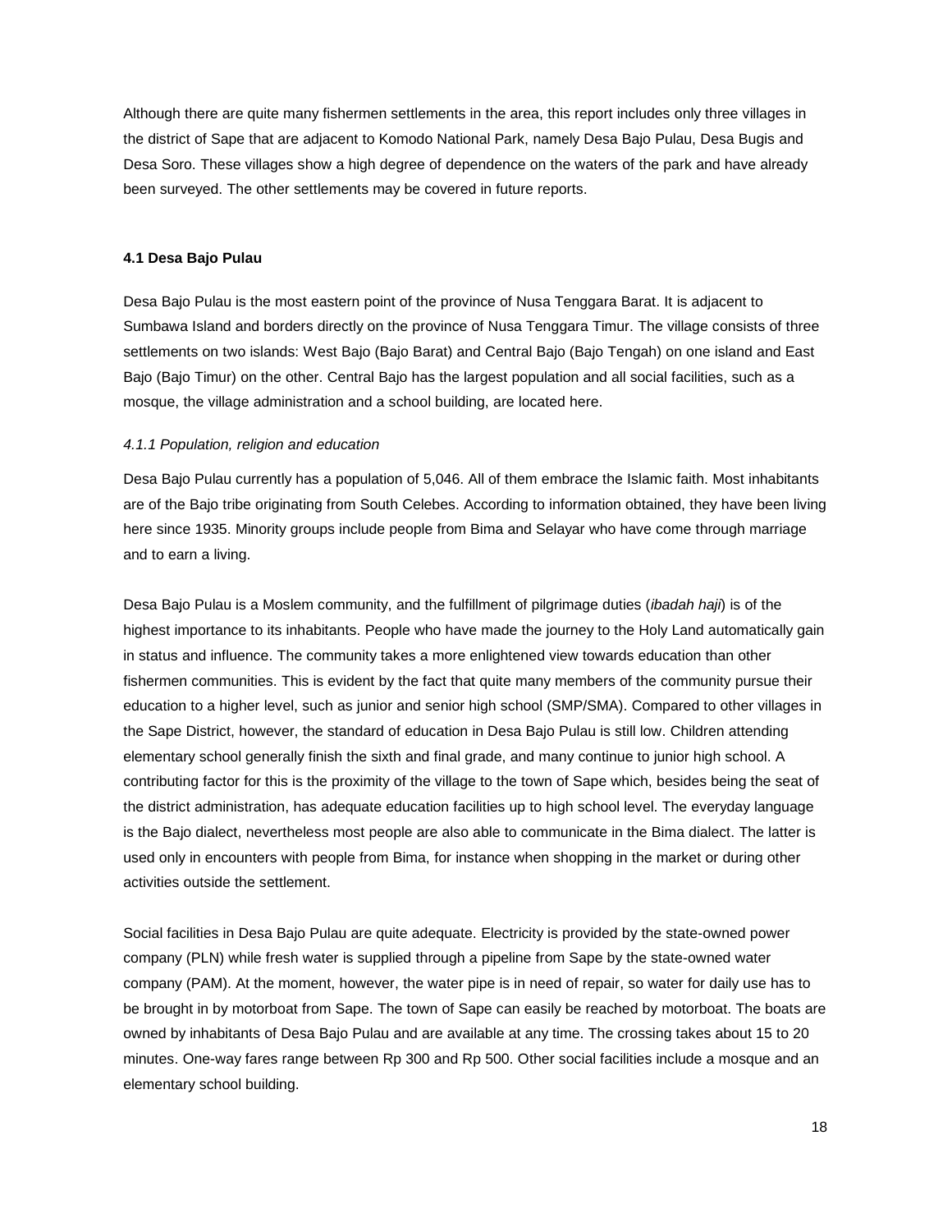Although there are quite many fishermen settlements in the area, this report includes only three villages in the district of Sape that are adjacent to Komodo National Park, namely Desa Bajo Pulau, Desa Bugis and Desa Soro. These villages show a high degree of dependence on the waters of the park and have already been surveyed. The other settlements may be covered in future reports.

### 4.1 Desa Bajo Pulau

Desa Bajo Pulau is the most eastern point of the province of Nusa Tenggara Barat. It is adjacent to Sumbawa Island and borders directly on the province of Nusa Tenggara Timur. The village consists of three settlements on two islands: West Bajo (Bajo Barat) and Central Bajo (Bajo Tengah) on one island and East Bajo (Bajo Timur) on the other. Central Bajo has the largest population and all social facilities, such as a mosque, the village administration and a school building, are located here.

#### *4.1.1 Population, religion and education*

Desa Bajo Pulau currently has a population of 5,046. All of them embrace the Islamic faith. Most inhabitants are of the Bajo tribe originating from South Celebes. According to information obtained, they have been living here since 1935. Minority groups include people from Bima and Selayar who have come through marriage and to earn a living.

Desa Bajo Pulau is a Moslem community, and the fulfillment of pilgrimage duties (*ibadah haji*) is of the highest importance to its inhabitants. People who have made the journey to the Holy Land automatically gain in status and influence. The community takes a more enlightened view towards education than other fishermen communities. This is evident by the fact that quite many members of the community pursue their education to a higher level, such as junior and senior high school (SMP/SMA). Compared to other villages in the Sape District, however, the standard of education in Desa Bajo Pulau is still low. Children attending elementary school generally finish the sixth and final grade, and many continue to junior high school. A contributing factor for this is the proximity of the village to the town of Sape which, besides being the seat of the district administration, has adequate education facilities up to high school level. The everyday language is the Bajo dialect, nevertheless most people are also able to communicate in the Bima dialect. The latter is used only in encounters with people from Bima, for instance when shopping in the market or during other activities outside the settlement.

Social facilities in Desa Bajo Pulau are quite adequate. Electricity is provided by the state-owned power company (PLN) while fresh water is supplied through a pipeline from Sape by the state-owned water company (PAM). At the moment, however, the water pipe is in need of repair, so water for daily use has to be brought in by motorboat from Sape. The town of Sape can easily be reached by motorboat. The boats are owned by inhabitants of Desa Bajo Pulau and are available at any time. The crossing takes about 15 to 20 minutes. One-way fares range between Rp 300 and Rp 500. Other social facilities include a mosque and an elementary school building.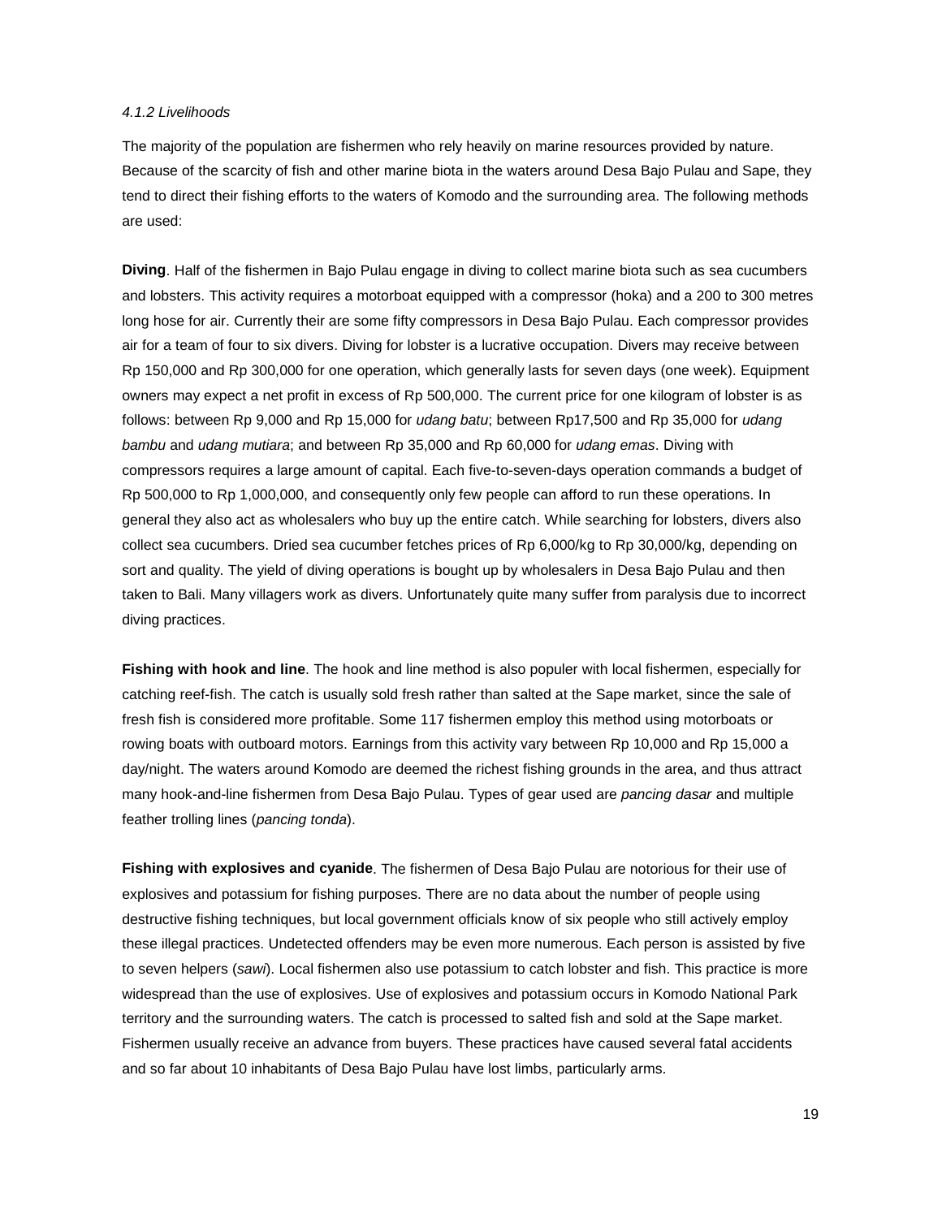*4.1.2 Livelihoods*

The majority of the population are fishermen who rely heavily on marine resources provided by nature. Because of the scarcity of fish and other marine biota in the waters around Desa Bajo Pulau and Sape, they tend to direct their fishing efforts to the waters of Komodo and the surrounding area. The following methods are used:

**Diving**. Half of the fishermen in Bajo Pulau engage in diving to collect marine biota such as sea cucumbers and lobsters. This activity requires a motorboat equipped with a compressor (hoka) and a 200 to 300 metres long hose for air. Currently their are some fifty compressors in Desa Bajo Pulau. Each compressor provides air for a team of four to six divers. Diving for lobster is a lucrative occupation. Divers may receive between Rp 150,000 and Rp 300,000 for one operation, which generally lasts for seven days (one week). Equipment owners may expect a net profit in excess of Rp 500,000. The current price for one kilogram of lobster is as follows: between Rp 9,000 and Rp 15,000 for *udang batu*; between Rp17,500 and Rp 35,000 for *udang bambu* and *udang mutiara*; and between Rp 35,000 and Rp 60,000 for *udang emas*. Diving with compressors requires a large amount of capital. Each five-to-seven-days operation commands a budget of Rp 500,000 to Rp 1,000,000, and consequently only few people can afford to run these operations. In general they also act as wholesalers who buy up the entire catch. While searching for lobsters, divers also collect sea cucumbers. Dried sea cucumber fetches prices of Rp 6,000/kg to Rp 30,000/kg, depending on sort and quality. The yield of diving operations is bought up by wholesalers in Desa Bajo Pulau and then taken to Bali. Many villagers work as divers. Unfortunately quite many suffer from paralysis due to incorrect diving practices.

**Fishing with hook and line**. The hook and line method is also populer with local fishermen, especially for catching reef-fish. The catch is usually sold fresh rather than salted at the Sape market, since the sale of fresh fish is considered more profitable. Some 117 fishermen employ this method using motorboats or rowing boats with outboard motors. Earnings from this activity vary between Rp 10,000 and Rp 15,000 a day/night. The waters around Komodo are deemed the richest fishing grounds in the area, and thus attract many hook-and-line fishermen from Desa Bajo Pulau. Types of gear used are *pancing dasar* and multiple feather trolling lines (*pancing tonda*).

**Fishing with explosives and cyanide**. The fishermen of Desa Bajo Pulau are notorious for their use of explosives and potassium for fishing purposes. There are no data about the number of people using destructive fishing techniques, but local government officials know of six people who still actively employ these illegal practices. Undetected offenders may be even more numerous. Each person is assisted by five to seven helpers (*sawi*). Local fishermen also use potassium to catch lobster and fish. This practice is more widespread than the use of explosives. Use of explosives and potassium occurs in Komodo National Park territory and the surrounding waters. The catch is processed to salted fish and sold at the Sape market. Fishermen usually receive an advance from buyers. These practices have caused several fatal accidents and so far about 10 inhabitants of Desa Bajo Pulau have lost limbs, particularly arms.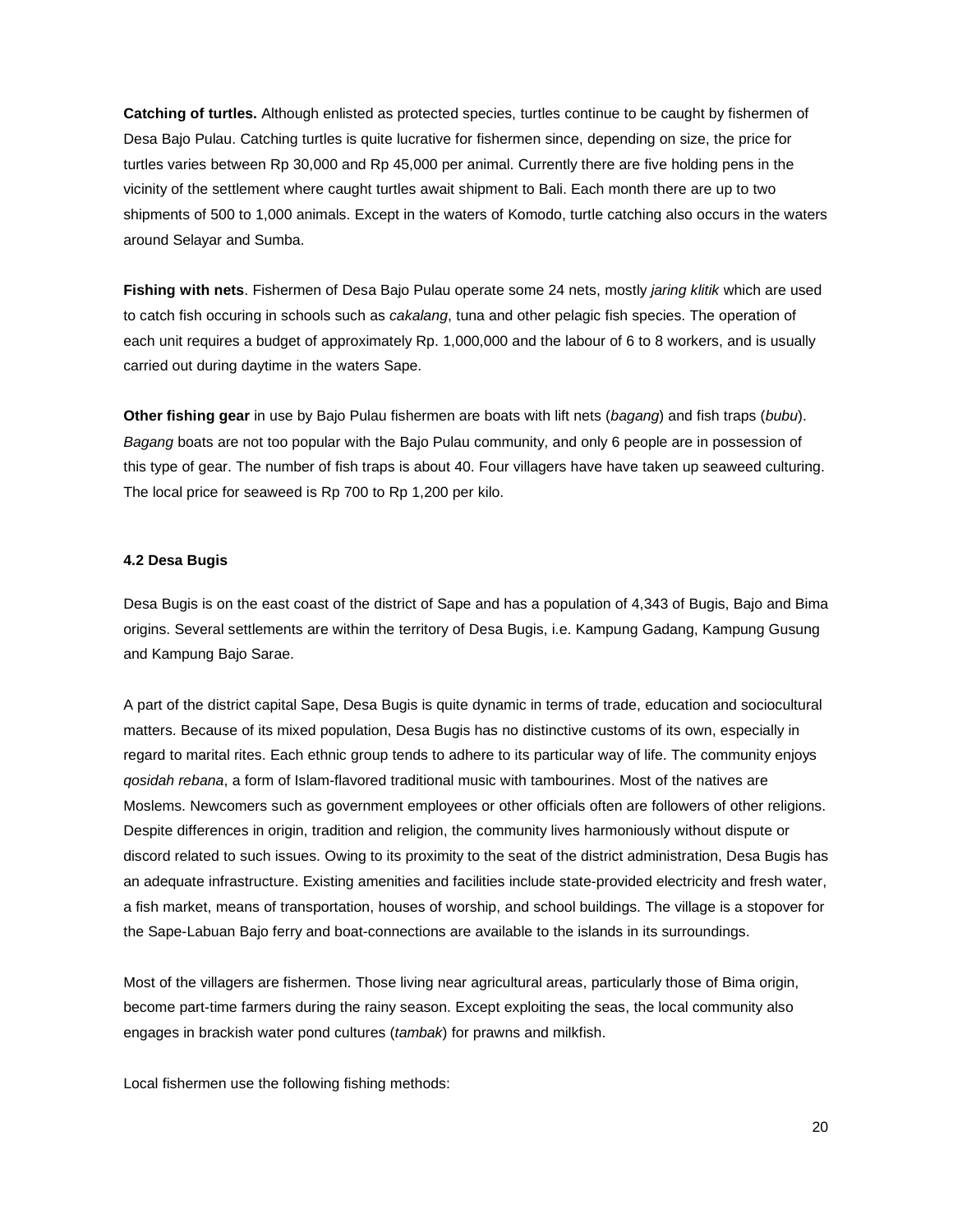**Catching of turtles.** Although enlisted as protected species, turtles continue to be caught by fishermen of Desa Bajo Pulau. Catching turtles is quite lucrative for fishermen since, depending on size, the price for turtles varies between Rp 30,000 and Rp 45,000 per animal. Currently there are five holding pens in the vicinity of the settlement where caught turtles await shipment to Bali. Each month there are up to two shipments of 500 to 1,000 animals. Except in the waters of Komodo, turtle catching also occurs in the waters around Selayar and Sumba.

**Fishing with nets**. Fishermen of Desa Bajo Pulau operate some 24 nets, mostly *jaring klitik* which are used to catch fish occuring in schools such as *cakalang*, tuna and other pelagic fish species. The operation of each unit requires a budget of approximately Rp. 1,000,000 and the labour of 6 to 8 workers, and is usually carried out during daytime in the waters Sape.

**Other fishing gear** in use by Bajo Pulau fishermen are boats with lift nets (*bagang*) and fish traps (*bubu*). *Bagang* boats are not too popular with the Bajo Pulau community, and only 6 people are in possession of this type of gear. The number of fish traps is about 40. Four villagers have have taken up seaweed culturing. The local price for seaweed is Rp 700 to Rp 1,200 per kilo.

#### 4.2 Desa Bugis

Desa Bugis is on the east coast of the district of Sape and has a population of 4,343 of Bugis, Bajo and Bima origins. Several settlements are within the territory of Desa Bugis, i.e. Kampung Gadang, Kampung Gusung and Kampung Bajo Sarae.

A part of the district capital Sape, Desa Bugis is quite dynamic in terms of trade, education and sociocultural matters. Because of its mixed population, Desa Bugis has no distinctive customs of its own, especially in regard to marital rites. Each ethnic group tends to adhere to its particular way of life. The community enjoys *qosidah rebana*, a form of Islam-flavored traditional music with tambourines. Most of the natives are Moslems. Newcomers such as government employees or other officials often are followers of other religions. Despite differences in origin, tradition and religion, the community lives harmoniously without dispute or discord related to such issues. Owing to its proximity to the seat of the district administration, Desa Bugis has an adequate infrastructure. Existing amenities and facilities include state-provided electricity and fresh water, a fish market, means of transportation, houses of worship, and school buildings. The village is a stopover for the Sape-Labuan Bajo ferry and boat-connections are available to the islands in its surroundings.

Most of the villagers are fishermen. Those living near agricultural areas, particularly those of Bima origin, become part-time farmers during the rainy season. Except exploiting the seas, the local community also engages in brackish water pond cultures (*tambak*) for prawns and milkfish.

Local fishermen use the following fishing methods: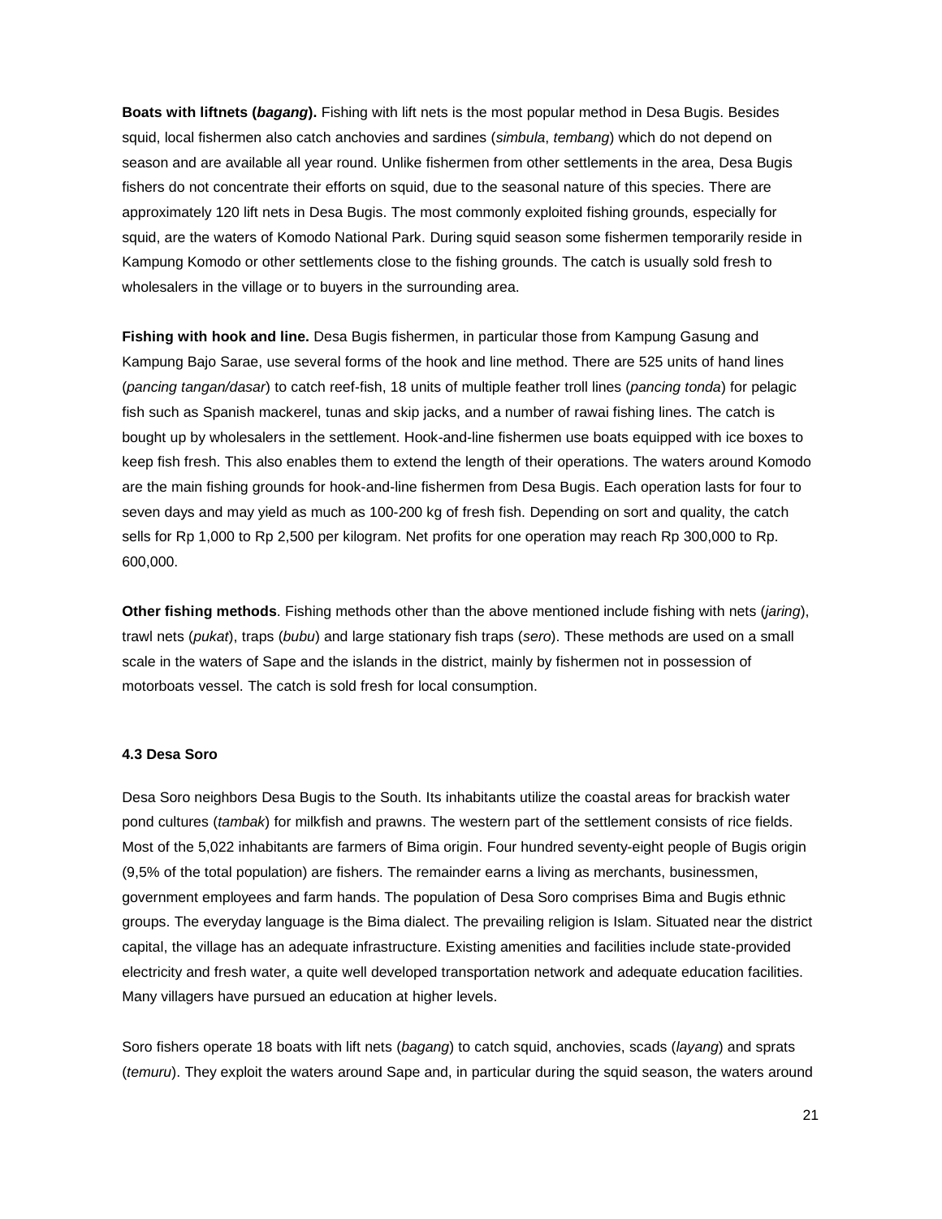**Boats with liftnets (*bagang*).** Fishing with lift nets is the most popular method in Desa Bugis. Besides squid, local fishermen also catch anchovies and sardines (*simbula*, *tembang*) which do not depend on season and are available all year round. Unlike fishermen from other settlements in the area, Desa Bugis fishers do not concentrate their efforts on squid, due to the seasonal nature of this species. There are approximately 120 lift nets in Desa Bugis. The most commonly exploited fishing grounds, especially for squid, are the waters of Komodo National Park. During squid season some fishermen temporarily reside in Kampung Komodo or other settlements close to the fishing grounds. The catch is usually sold fresh to wholesalers in the village or to buyers in the surrounding area.

**Fishing with hook and line.** Desa Bugis fishermen, in particular those from Kampung Gasung and Kampung Bajo Sarae, use several forms of the hook and line method. There are 525 units of hand lines (*pancing tangan/dasar*) to catch reef-fish, 18 units of multiple feather troll lines (*pancing tonda*) for pelagic fish such as Spanish mackerel, tunas and skip jacks, and a number of rawai fishing lines. The catch is bought up by wholesalers in the settlement. Hook-and-line fishermen use boats equipped with ice boxes to keep fish fresh. This also enables them to extend the length of their operations. The waters around Komodo are the main fishing grounds for hook-and-line fishermen from Desa Bugis. Each operation lasts for four to seven days and may yield as much as 100-200 kg of fresh fish. Depending on sort and quality, the catch sells for Rp 1,000 to Rp 2,500 per kilogram. Net profits for one operation may reach Rp 300,000 to Rp. 600,000.

**Other fishing methods**. Fishing methods other than the above mentioned include fishing with nets (*jaring*), trawl nets (*pukat*), traps (*bubu*) and large stationary fish traps (*sero*). These methods are used on a small scale in the waters of Sape and the islands in the district, mainly by fishermen not in possession of motorboats vessel. The catch is sold fresh for local consumption.

### 4.3 Desa Soro

Desa Soro neighbors Desa Bugis to the South. Its inhabitants utilize the coastal areas for brackish water pond cultures (*tambak*) for milkfish and prawns. The western part of the settlement consists of rice fields. Most of the 5,022 inhabitants are farmers of Bima origin. Four hundred seventy-eight people of Bugis origin (9,5% of the total population) are fishers. The remainder earns a living as merchants, businessmen, government employees and farm hands. The population of Desa Soro comprises Bima and Bugis ethnic groups. The everyday language is the Bima dialect. The prevailing religion is Islam. Situated near the district capital, the village has an adequate infrastructure. Existing amenities and facilities include state-provided electricity and fresh water, a quite well developed transportation network and adequate education facilities. Many villagers have pursued an education at higher levels.

Soro fishers operate 18 boats with lift nets (*bagang*) to catch squid, anchovies, scads (*layang*) and sprats (*temuru*). They exploit the waters around Sape and, in particular during the squid season, the waters around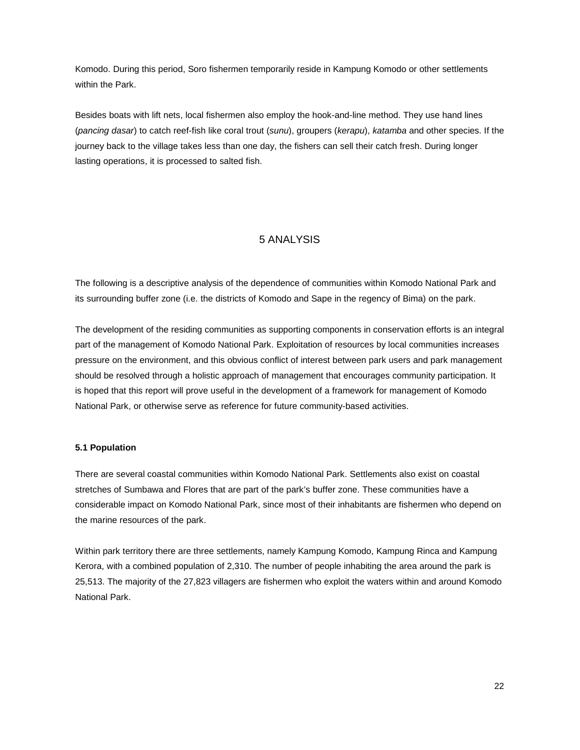Komodo. During this period, Soro fishermen temporarily reside in Kampung Komodo or other settlements within the Park.

Besides boats with lift nets, local fishermen also employ the hook-and-line method. They use hand lines (*pancing dasar*) to catch reef-fish like coral trout (*sunu*), groupers (*kerapu*), *katamba* and other species. If the journey back to the village takes less than one day, the fishers can sell their catch fresh. During longer lasting operations, it is processed to salted fish.

# 5 ANALYSIS

The following is a descriptive analysis of the dependence of communities within Komodo National Park and its surrounding buffer zone (i.e. the districts of Komodo and Sape in the regency of Bima) on the park.

The development of the residing communities as supporting components in conservation efforts is an integral part of the management of Komodo National Park. Exploitation of resources by local communities increases pressure on the environment, and this obvious conflict of interest between park users and park management should be resolved through a holistic approach of management that encourages community participation. It is hoped that this report will prove useful in the development of a framework for management of Komodo National Park, or otherwise serve as reference for future community-based activities.

### 5.1 Population

There are several coastal communities within Komodo National Park. Settlements also exist on coastal stretches of Sumbawa and Flores that are part of the park's buffer zone. These communities have a considerable impact on Komodo National Park, since most of their inhabitants are fishermen who depend on the marine resources of the park.

Within park territory there are three settlements, namely Kampung Komodo, Kampung Rinca and Kampung Kerora, with a combined population of 2,310. The number of people inhabiting the area around the park is 25,513. The majority of the 27,823 villagers are fishermen who exploit the waters within and around Komodo National Park.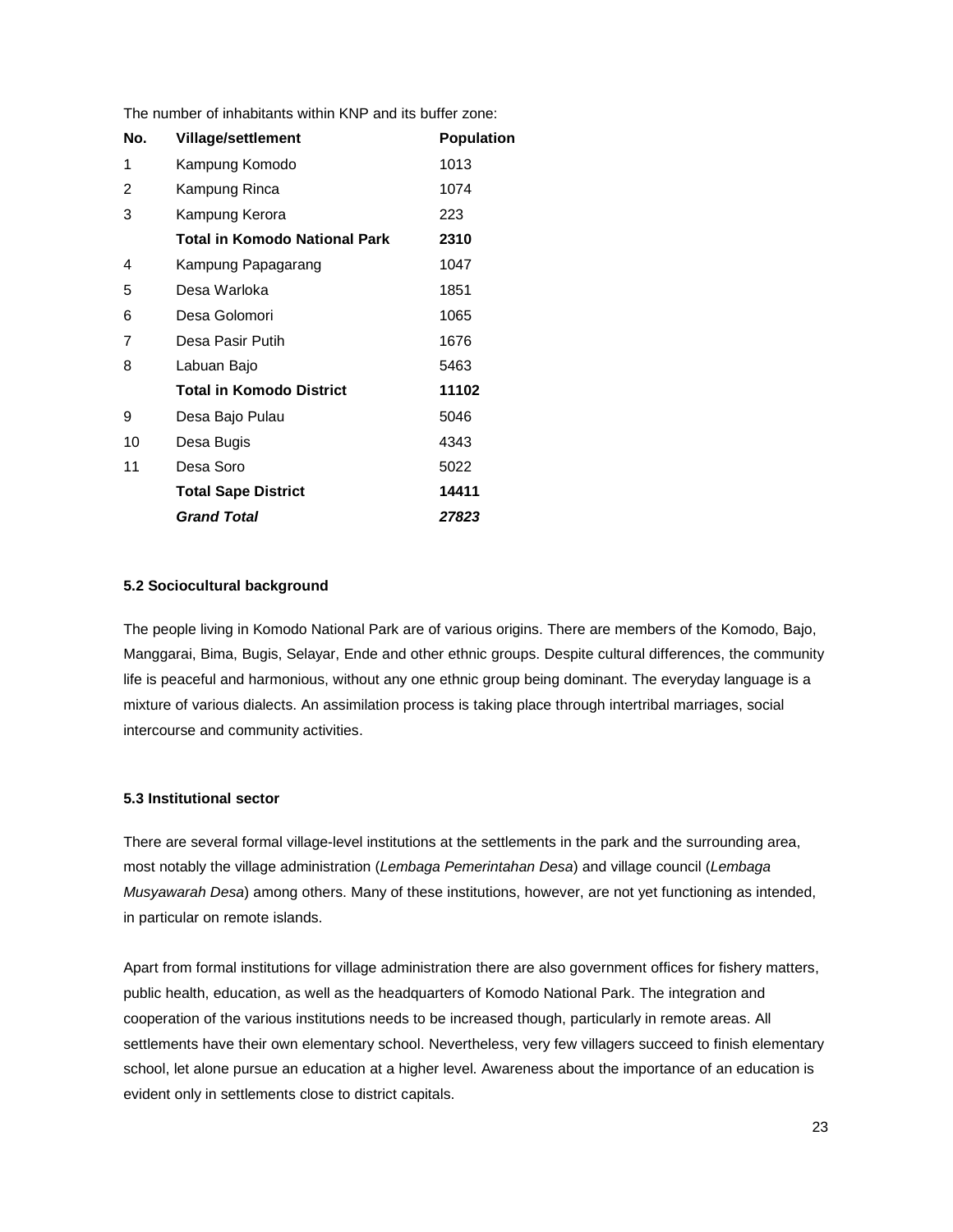The number of inhabitants within KNP and its buffer zone:

| No. | Village/settlement | Population |
|---|---|---|
| 1 | Kampung Komodo | 1013 |
| 2 | Kampung Rinca | 1074 |
| 3 | Kampung Kerora | 223 |
| | **Total in Komodo National Park** | **2310** |
| 4 | Kampung Papagarang | 1047 |
| 5 | Desa Warloka | 1851 |
| 6 | Desa Golomori | 1065 |
| 7 | Desa Pasir Putih | 1676 |
| 8 | Labuan Bajo | 5463 |
| | **Total in Komodo District** | **11102** |
| 9 | Desa Bajo Pulau | 5046 |
| 10 | Desa Bugis | 4343 |
| 11 | Desa Soro | 5022 |
| | **Total Sape District** | **14411** |
| | ***Grand Total*** | ***27823*** |

### 5.2 Sociocultural background

The people living in Komodo National Park are of various origins. There are members of the Komodo, Bajo, Manggarai, Bima, Bugis, Selayar, Ende and other ethnic groups. Despite cultural differences, the community life is peaceful and harmonious, without any one ethnic group being dominant. The everyday language is a mixture of various dialects. An assimilation process is taking place through intertribal marriages, social intercourse and community activities.

### 5.3 Institutional sector

There are several formal village-level institutions at the settlements in the park and the surrounding area, most notably the village administration (*Lembaga Pemerintahan Desa*) and village council (*Lembaga Musyawarah Desa*) among others. Many of these institutions, however, are not yet functioning as intended, in particular on remote islands.

Apart from formal institutions for village administration there are also government offices for fishery matters, public health, education, as well as the headquarters of Komodo National Park. The integration and cooperation of the various institutions needs to be increased though, particularly in remote areas. All settlements have their own elementary school. Nevertheless, very few villagers succeed to finish elementary school, let alone pursue an education at a higher level. Awareness about the importance of an education is evident only in settlements close to district capitals.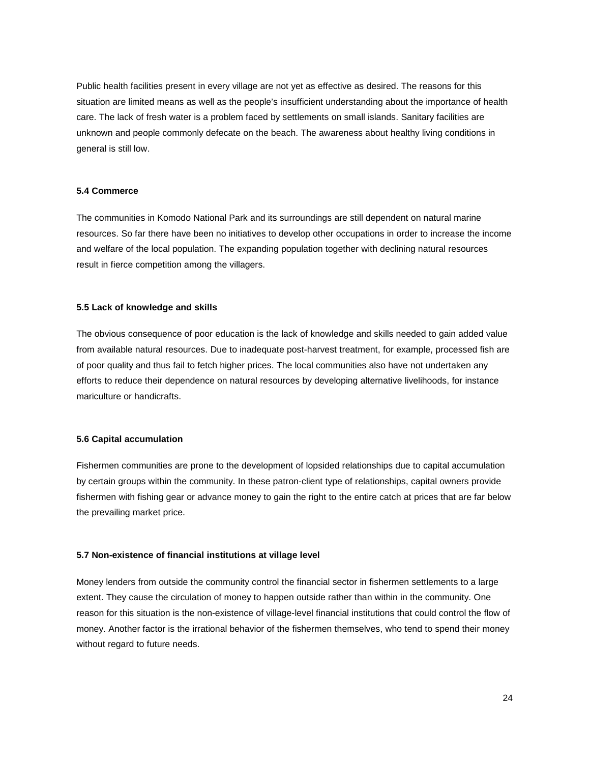Public health facilities present in every village are not yet as effective as desired. The reasons for this situation are limited means as well as the people's insufficient understanding about the importance of health care. The lack of fresh water is a problem faced by settlements on small islands. Sanitary facilities are unknown and people commonly defecate on the beach. The awareness about healthy living conditions in general is still low.

### 5.4 Commerce

The communities in Komodo National Park and its surroundings are still dependent on natural marine resources. So far there have been no initiatives to develop other occupations in order to increase the income and welfare of the local population. The expanding population together with declining natural resources result in fierce competition among the villagers.

### 5.5 Lack of knowledge and skills

The obvious consequence of poor education is the lack of knowledge and skills needed to gain added value from available natural resources. Due to inadequate post-harvest treatment, for example, processed fish are of poor quality and thus fail to fetch higher prices. The local communities also have not undertaken any efforts to reduce their dependence on natural resources by developing alternative livelihoods, for instance mariculture or handicrafts.

### 5.6 Capital accumulation

Fishermen communities are prone to the development of lopsided relationships due to capital accumulation by certain groups within the community. In these patron-client type of relationships, capital owners provide fishermen with fishing gear or advance money to gain the right to the entire catch at prices that are far below the prevailing market price.

### 5.7 Non-existence of financial institutions at village level

Money lenders from outside the community control the financial sector in fishermen settlements to a large extent. They cause the circulation of money to happen outside rather than within in the community. One reason for this situation is the non-existence of village-level financial institutions that could control the flow of money. Another factor is the irrational behavior of the fishermen themselves, who tend to spend their money without regard to future needs.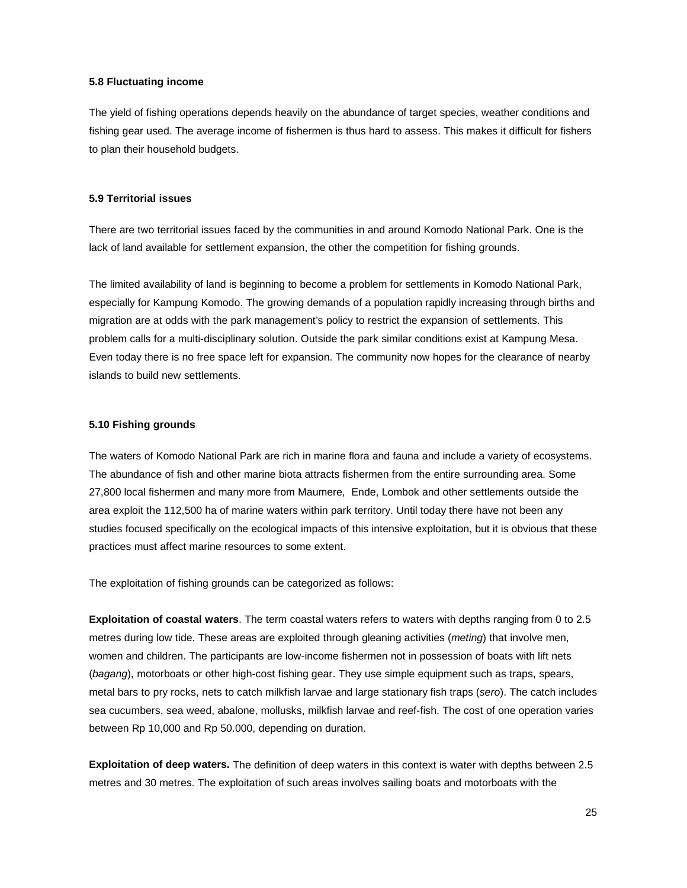### 5.8 Fluctuating income

The yield of fishing operations depends heavily on the abundance of target species, weather conditions and fishing gear used. The average income of fishermen is thus hard to assess. This makes it difficult for fishers to plan their household budgets.

### 5.9 Territorial issues

There are two territorial issues faced by the communities in and around Komodo National Park. One is the lack of land available for settlement expansion, the other the competition for fishing grounds.

The limited availability of land is beginning to become a problem for settlements in Komodo National Park, especially for Kampung Komodo. The growing demands of a population rapidly increasing through births and migration are at odds with the park management's policy to restrict the expansion of settlements. This problem calls for a multi-disciplinary solution. Outside the park similar conditions exist at Kampung Mesa. Even today there is no free space left for expansion. The community now hopes for the clearance of nearby islands to build new settlements.

### 5.10 Fishing grounds

The waters of Komodo National Park are rich in marine flora and fauna and include a variety of ecosystems. The abundance of fish and other marine biota attracts fishermen from the entire surrounding area. Some 27,800 local fishermen and many more from Maumere, Ende, Lombok and other settlements outside the area exploit the 112,500 ha of marine waters within park territory. Until today there have not been any studies focused specifically on the ecological impacts of this intensive exploitation, but it is obvious that these practices must affect marine resources to some extent.

The exploitation of fishing grounds can be categorized as follows:

**Exploitation of coastal waters**. The term coastal waters refers to waters with depths ranging from 0 to 2.5 metres during low tide. These areas are exploited through gleaning activities (*meting*) that involve men, women and children. The participants are low-income fishermen not in possession of boats with lift nets (*bagang*), motorboats or other high-cost fishing gear. They use simple equipment such as traps, spears, metal bars to pry rocks, nets to catch milkfish larvae and large stationary fish traps (*sero*). The catch includes sea cucumbers, sea weed, abalone, mollusks, milkfish larvae and reef-fish. The cost of one operation varies between Rp 10,000 and Rp 50.000, depending on duration.

**Exploitation of deep waters.** The definition of deep waters in this context is water with depths between 2.5 metres and 30 metres. The exploitation of such areas involves sailing boats and motorboats with the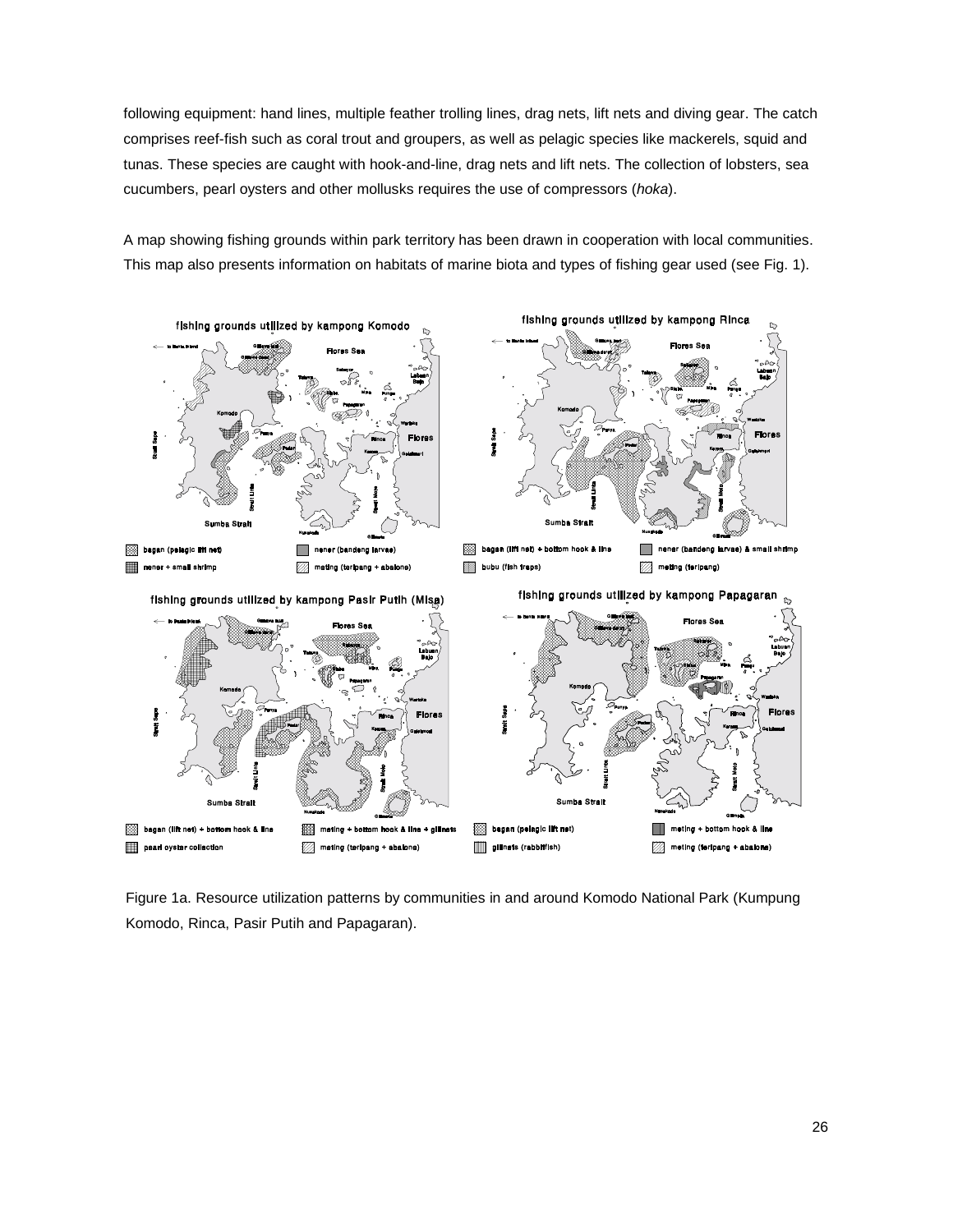following equipment: hand lines, multiple feather trolling lines, drag nets, lift nets and diving gear. The catch comprises reef-fish such as coral trout and groupers, as well as pelagic species like mackerels, squid and tunas. These species are caught with hook-and-line, drag nets and lift nets. The collection of lobsters, sea cucumbers, pearl oysters and other mollusks requires the use of compressors (*hoka*).

A map showing fishing grounds within park territory has been drawn in cooperation with local communities. This map also presents information on habitats of marine biota and types of fishing gear used (see Fig. 1).

Figure 1a. Resource utilization patterns by communities in and around Komodo National Park (Kumpung Komodo, Rinca, Pasir Putih and Papagaran).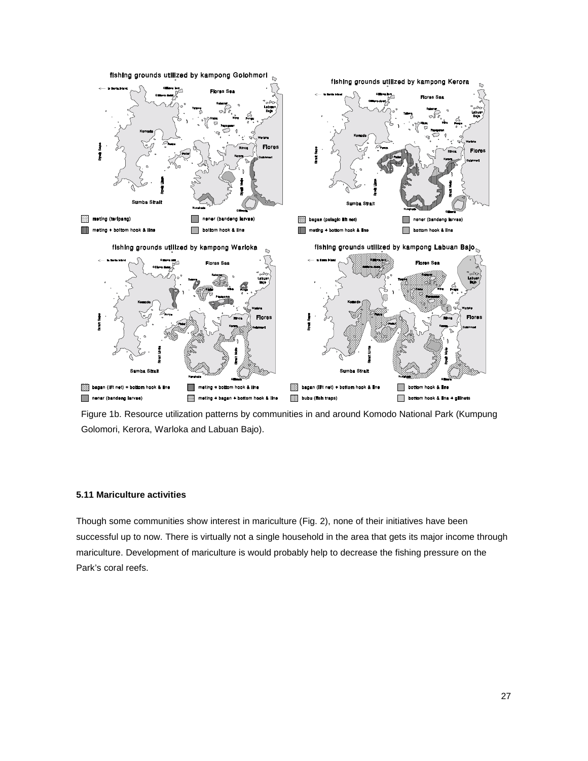Figure 1b. Resource utilization patterns by communities in and around Komodo National Park (Kumpung Golomori, Kerora, Warloka and Labuan Bajo).

#### 5.11 Mariculture activities

Though some communities show interest in mariculture (Fig. 2), none of their initiatives have been successful up to now. There is virtually not a single household in the area that gets its major income through mariculture. Development of mariculture is would probably help to decrease the fishing pressure on the Park's coral reefs.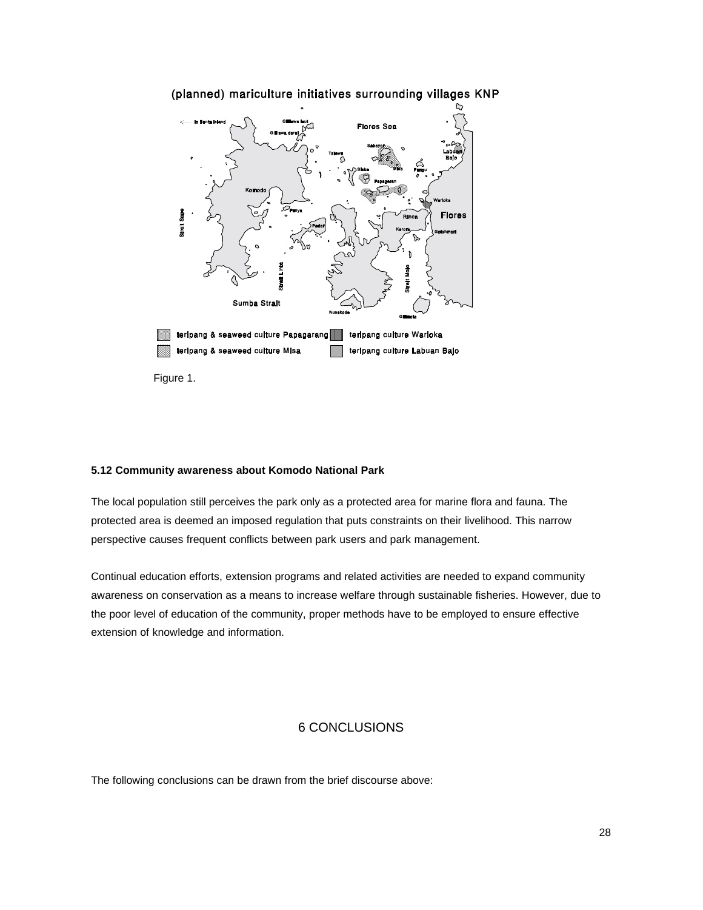Figure 1.

### 5.12 Community awareness about Komodo National Park

The local population still perceives the park only as a protected area for marine flora and fauna. The protected area is deemed an imposed regulation that puts constraints on their livelihood. This narrow perspective causes frequent conflicts between park users and park management.

Continual education efforts, extension programs and related activities are needed to expand community awareness on conservation as a means to increase welfare through sustainable fisheries. However, due to the poor level of education of the community, proper methods have to be employed to ensure effective extension of knowledge and information.

## 6 CONCLUSIONS

The following conclusions can be drawn from the brief discourse above: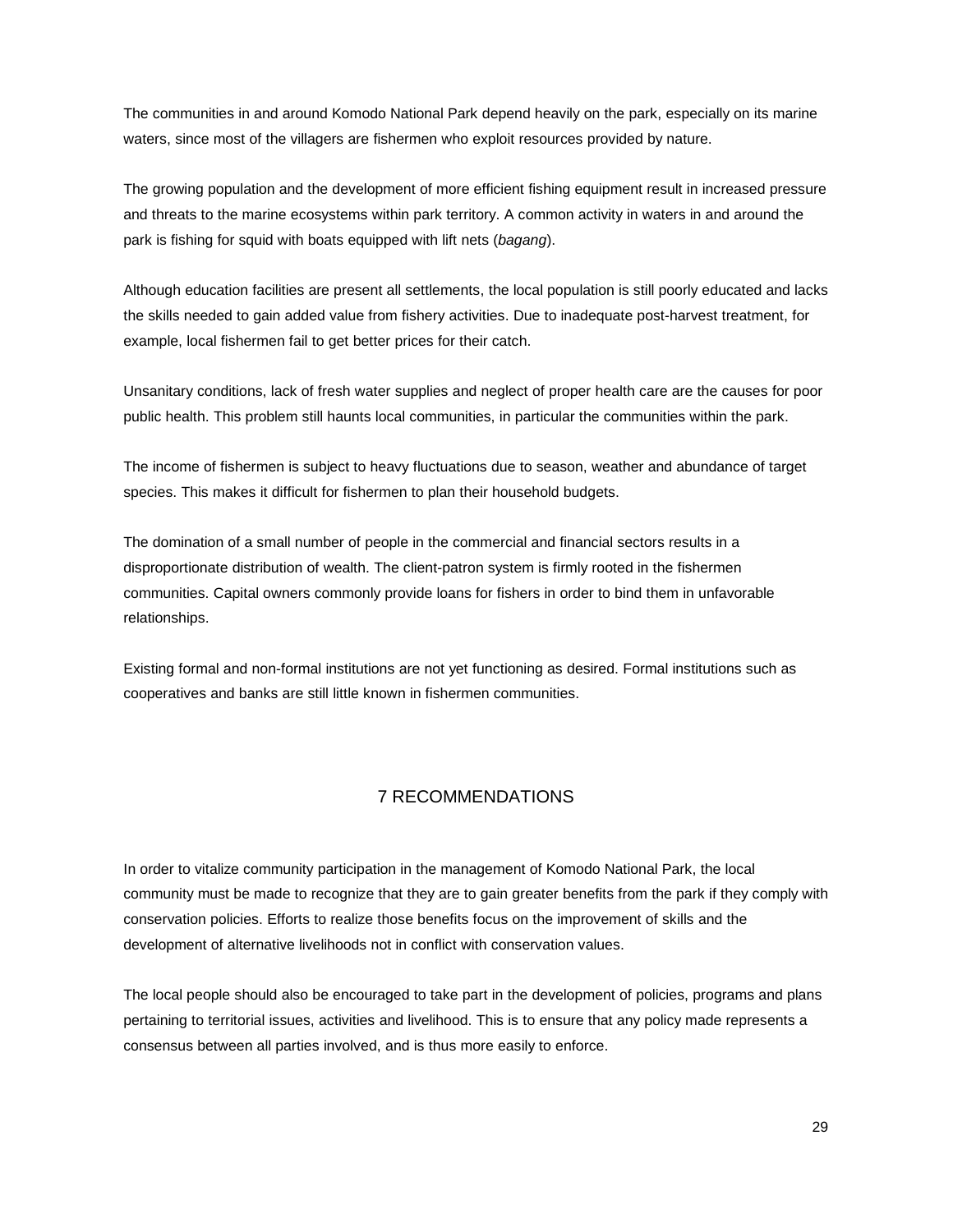The communities in and around Komodo National Park depend heavily on the park, especially on its marine waters, since most of the villagers are fishermen who exploit resources provided by nature.

The growing population and the development of more efficient fishing equipment result in increased pressure and threats to the marine ecosystems within park territory. A common activity in waters in and around the park is fishing for squid with boats equipped with lift nets (*bagang*).

Although education facilities are present all settlements, the local population is still poorly educated and lacks the skills needed to gain added value from fishery activities. Due to inadequate post-harvest treatment, for example, local fishermen fail to get better prices for their catch.

Unsanitary conditions, lack of fresh water supplies and neglect of proper health care are the causes for poor public health. This problem still haunts local communities, in particular the communities within the park.

The income of fishermen is subject to heavy fluctuations due to season, weather and abundance of target species. This makes it difficult for fishermen to plan their household budgets.

The domination of a small number of people in the commercial and financial sectors results in a disproportionate distribution of wealth. The client-patron system is firmly rooted in the fishermen communities. Capital owners commonly provide loans for fishers in order to bind them in unfavorable relationships.

Existing formal and non-formal institutions are not yet functioning as desired. Formal institutions such as cooperatives and banks are still little known in fishermen communities.

# 7 RECOMMENDATIONS

In order to vitalize community participation in the management of Komodo National Park, the local community must be made to recognize that they are to gain greater benefits from the park if they comply with conservation policies. Efforts to realize those benefits focus on the improvement of skills and the development of alternative livelihoods not in conflict with conservation values.

The local people should also be encouraged to take part in the development of policies, programs and plans pertaining to territorial issues, activities and livelihood. This is to ensure that any policy made represents a consensus between all parties involved, and is thus more easily to enforce.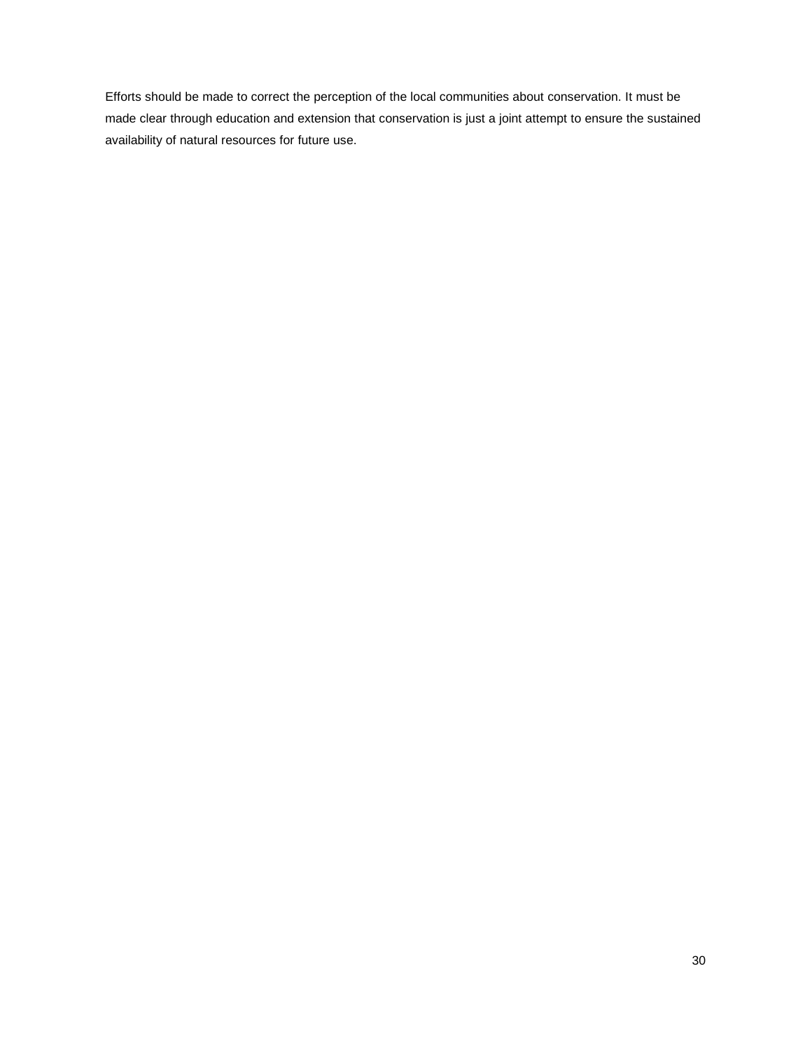Efforts should be made to correct the perception of the local communities about conservation. It must be made clear through education and extension that conservation is just a joint attempt to ensure the sustained availability of natural resources for future use.